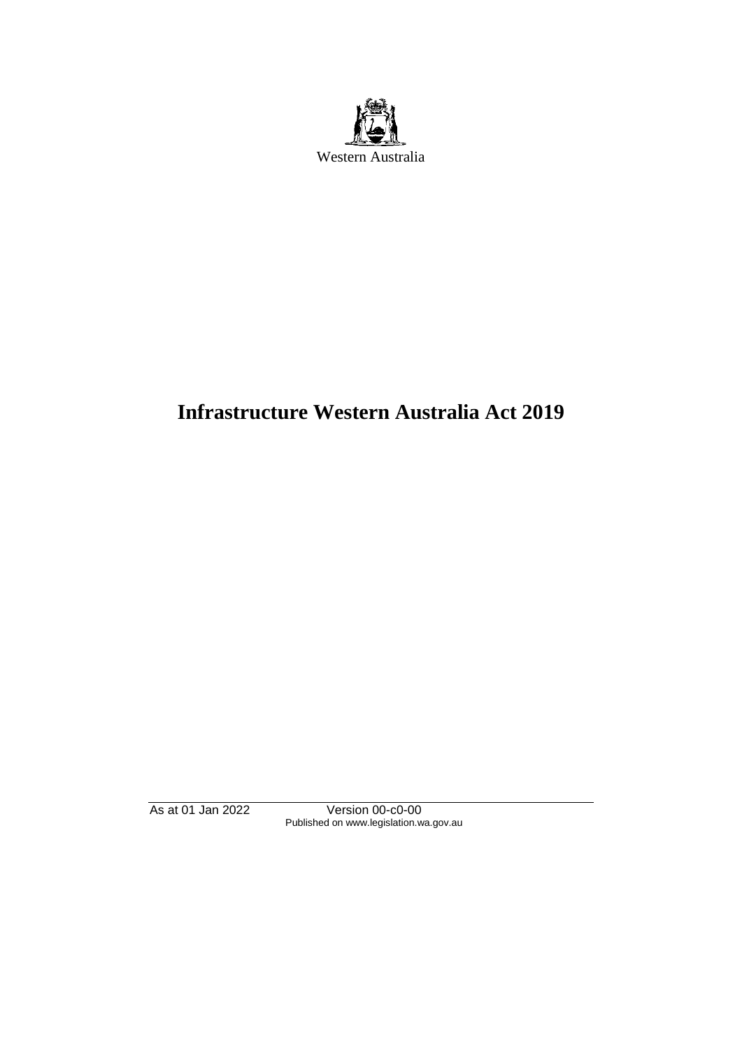Western Australia

# Infrastructure Western Australia Act 2019

As at 01 Jan 2022 Version 00-c0-00
Published on www.legislation.wa.gov.au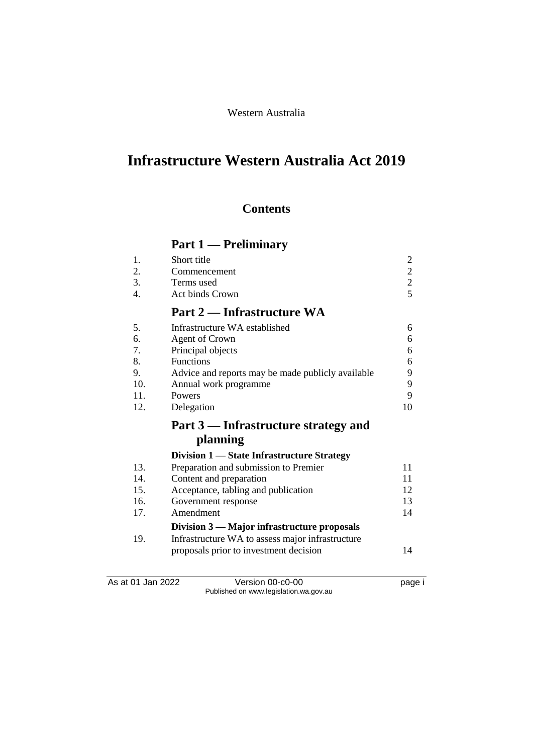Western Australia

# Infrastructure Western Australia Act 2019

## Contents

### Part 1 — Preliminary

| | | |
|---|---|---|
| 1. | Short title | 2 |
| 2. | Commencement | 2 |
| 3. | Terms used | 2 |
| 4. | Act binds Crown | 5 |

### Part 2 — Infrastructure WA

| | | |
|---|---|---|
| 5. | Infrastructure WA established | 6 |
| 6. | Agent of Crown | 6 |
| 7. | Principal objects | 6 |
| 8. | Functions | 6 |
| 9. | Advice and reports may be made publicly available | 9 |
| 10. | Annual work programme | 9 |
| 11. | Powers | 9 |
| 12. | Delegation | 10 |

### Part 3 — Infrastructure strategy and planning

**Division 1 — State Infrastructure Strategy**

| | | |
|---|---|---|
| 13. | Preparation and submission to Premier | 11 |
| 14. | Content and preparation | 11 |
| 15. | Acceptance, tabling and publication | 12 |
| 16. | Government response | 13 |
| 17. | Amendment | 14 |

**Division 3 — Major infrastructure proposals**

| | | |
|---|---|---|
| 19. | Infrastructure WA to assess major infrastructure proposals prior to investment decision | 14 |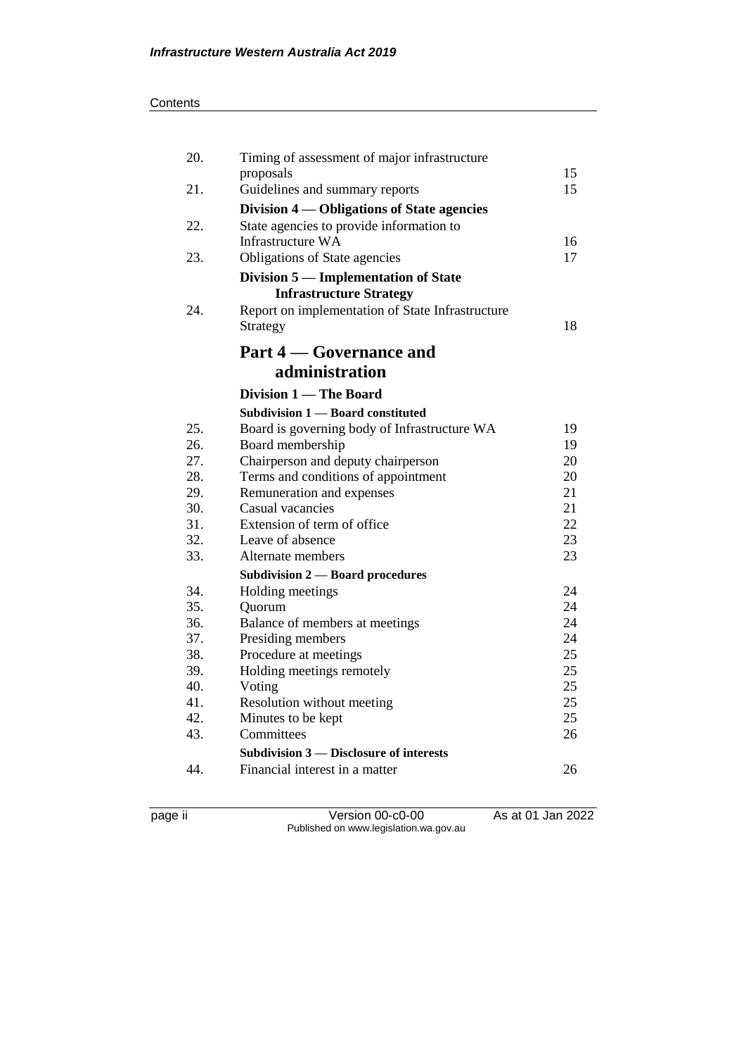Contents

| | | |
|---|---|---|
| 20. | Timing of assessment of major infrastructure proposals | 15 |
| 21. | Guidelines and summary reports | 15 |
| | **Division 4 — Obligations of State agencies** | |
| 22. | State agencies to provide information to Infrastructure WA | 16 |
| 23. | Obligations of State agencies | 17 |
| | **Division 5 — Implementation of State Infrastructure Strategy** | |
| 24. | Report on implementation of State Infrastructure Strategy | 18 |

## Part 4 — Governance and administration

### Division 1 — The Board

#### Subdivision 1 — Board constituted

| | | |
|---|---|---|
| 25. | Board is governing body of Infrastructure WA | 19 |
| 26. | Board membership | 19 |
| 27. | Chairperson and deputy chairperson | 20 |
| 28. | Terms and conditions of appointment | 20 |
| 29. | Remuneration and expenses | 21 |
| 30. | Casual vacancies | 21 |
| 31. | Extension of term of office | 22 |
| 32. | Leave of absence | 23 |
| 33. | Alternate members | 23 |

#### Subdivision 2 — Board procedures

| | | |
|---|---|---|
| 34. | Holding meetings | 24 |
| 35. | Quorum | 24 |
| 36. | Balance of members at meetings | 24 |
| 37. | Presiding members | 24 |
| 38. | Procedure at meetings | 25 |
| 39. | Holding meetings remotely | 25 |
| 40. | Voting | 25 |
| 41. | Resolution without meeting | 25 |
| 42. | Minutes to be kept | 25 |
| 43. | Committees | 26 |

#### Subdivision 3 — Disclosure of interests

| | | |
|---|---|---|
| 44. | Financial interest in a matter | 26 |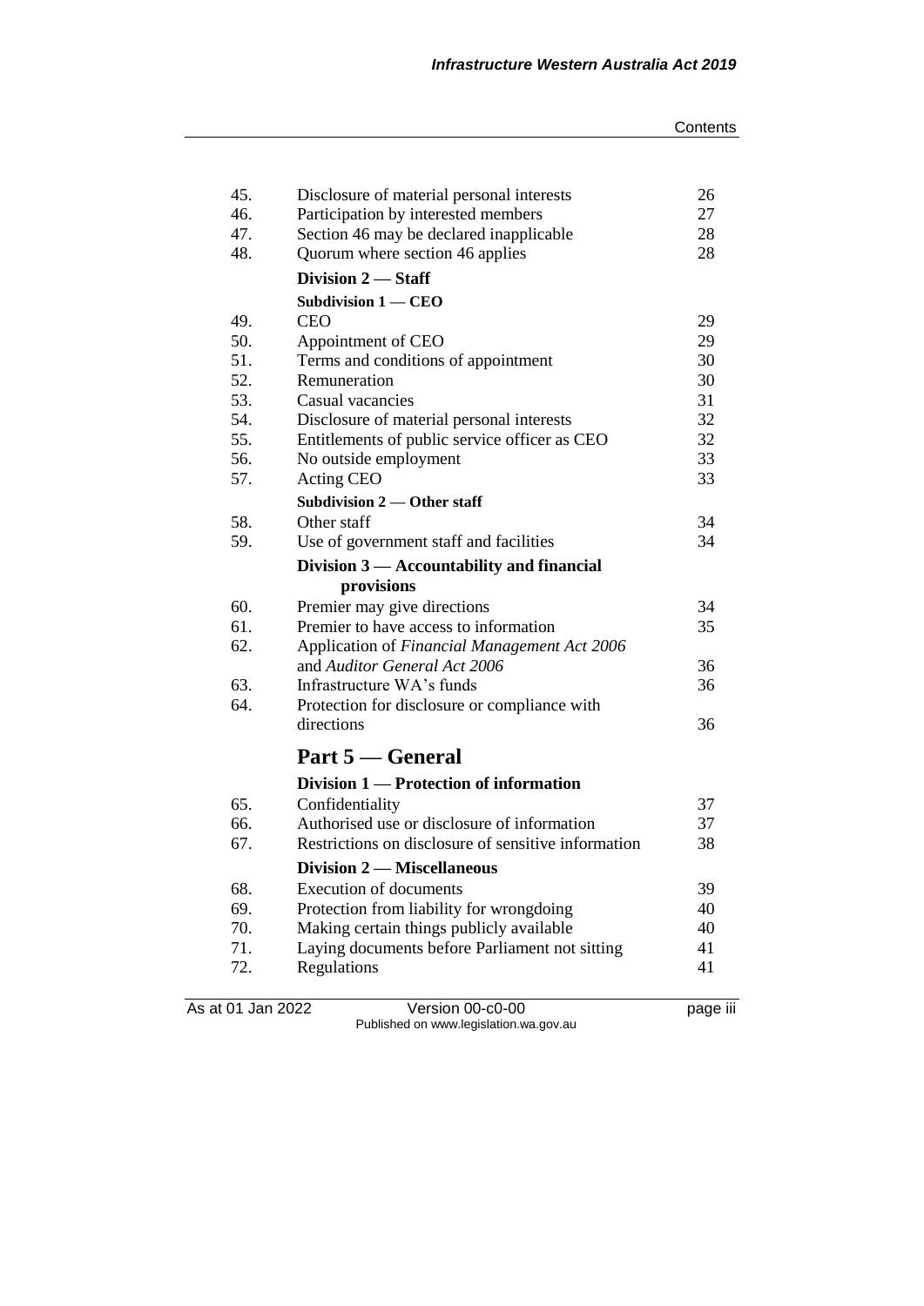| | | |
|---|---|---|
| 45. | Disclosure of material personal interests | 26 |
| 46. | Participation by interested members | 27 |
| 47. | Section 46 may be declared inapplicable | 28 |
| 48. | Quorum where section 46 applies | 28 |
| | **Division 2 — Staff** | |
| | **Subdivision 1 — CEO** | |
| 49. | CEO | 29 |
| 50. | Appointment of CEO | 29 |
| 51. | Terms and conditions of appointment | 30 |
| 52. | Remuneration | 30 |
| 53. | Casual vacancies | 31 |
| 54. | Disclosure of material personal interests | 32 |
| 55. | Entitlements of public service officer as CEO | 32 |
| 56. | No outside employment | 33 |
| 57. | Acting CEO | 33 |
| | **Subdivision 2 — Other staff** | |
| 58. | Other staff | 34 |
| 59. | Use of government staff and facilities | 34 |
| | **Division 3 — Accountability and financial provisions** | |
| 60. | Premier may give directions | 34 |
| 61. | Premier to have access to information | 35 |
| 62. | Application of *Financial Management Act 2006* and *Auditor General Act 2006* | 36 |
| 63. | Infrastructure WA's funds | 36 |
| 64. | Protection for disclosure or compliance with directions | 36 |

## Part 5 — General

| | | |
|---|---|---|
| | **Division 1 — Protection of information** | |
| 65. | Confidentiality | 37 |
| 66. | Authorised use or disclosure of information | 37 |
| 67. | Restrictions on disclosure of sensitive information | 38 |
| | **Division 2 — Miscellaneous** | |
| 68. | Execution of documents | 39 |
| 69. | Protection from liability for wrongdoing | 40 |
| 70. | Making certain things publicly available | 40 |
| 71. | Laying documents before Parliament not sitting | 41 |
| 72. | Regulations | 41 |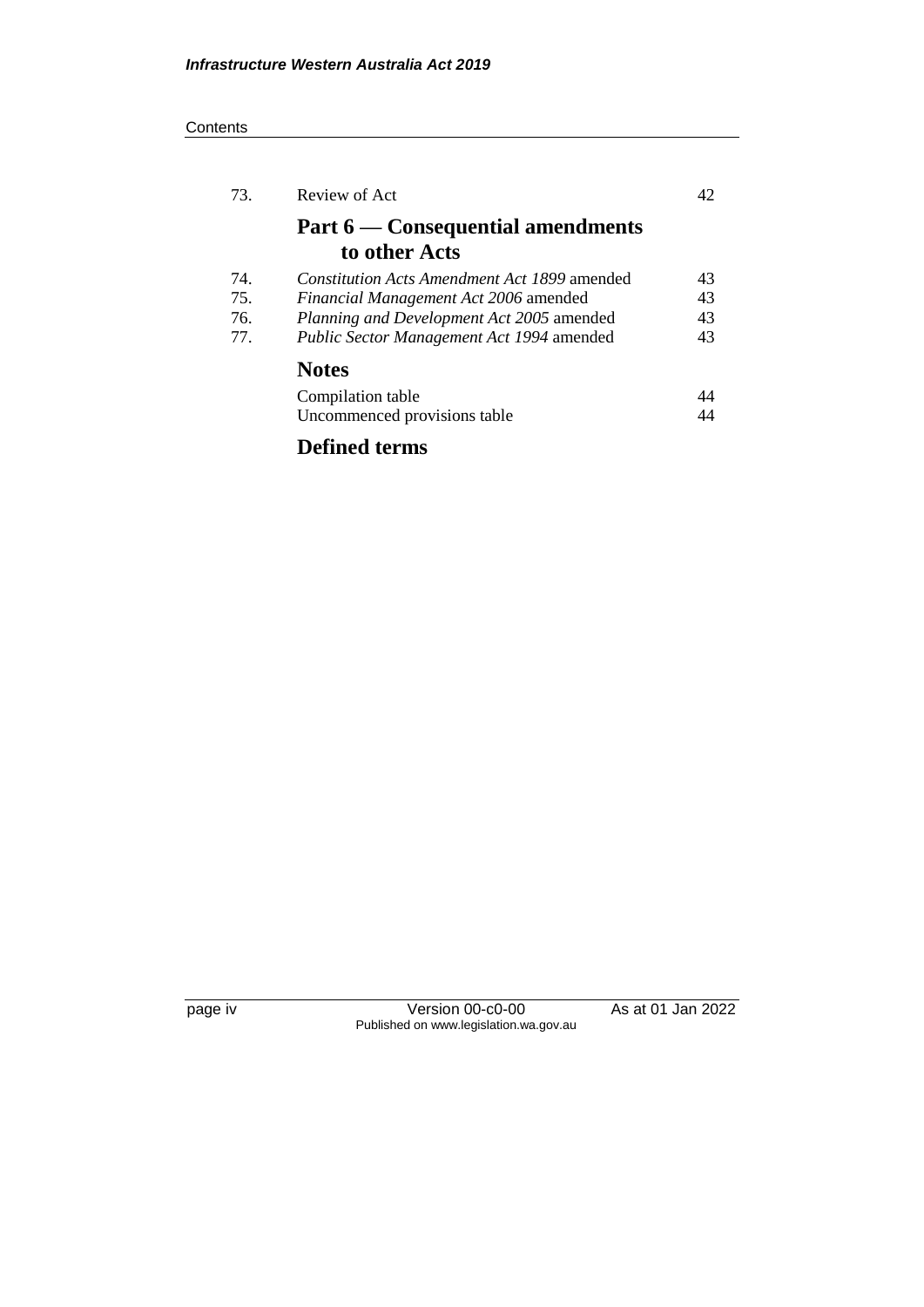| | | |
|---|---|---|
| 73. | Review of Act | 42 |

## Part 6 — Consequential amendments to other Acts

| | | |
|---|---|---|
| 74. | *Constitution Acts Amendment Act 1899* amended | 43 |
| 75. | *Financial Management Act 2006* amended | 43 |
| 76. | *Planning and Development Act 2005* amended | 43 |
| 77. | *Public Sector Management Act 1994* amended | 43 |

## Notes

| | |
|---|---|
| Compilation table | 44 |
| Uncommenced provisions table | 44 |

## Defined terms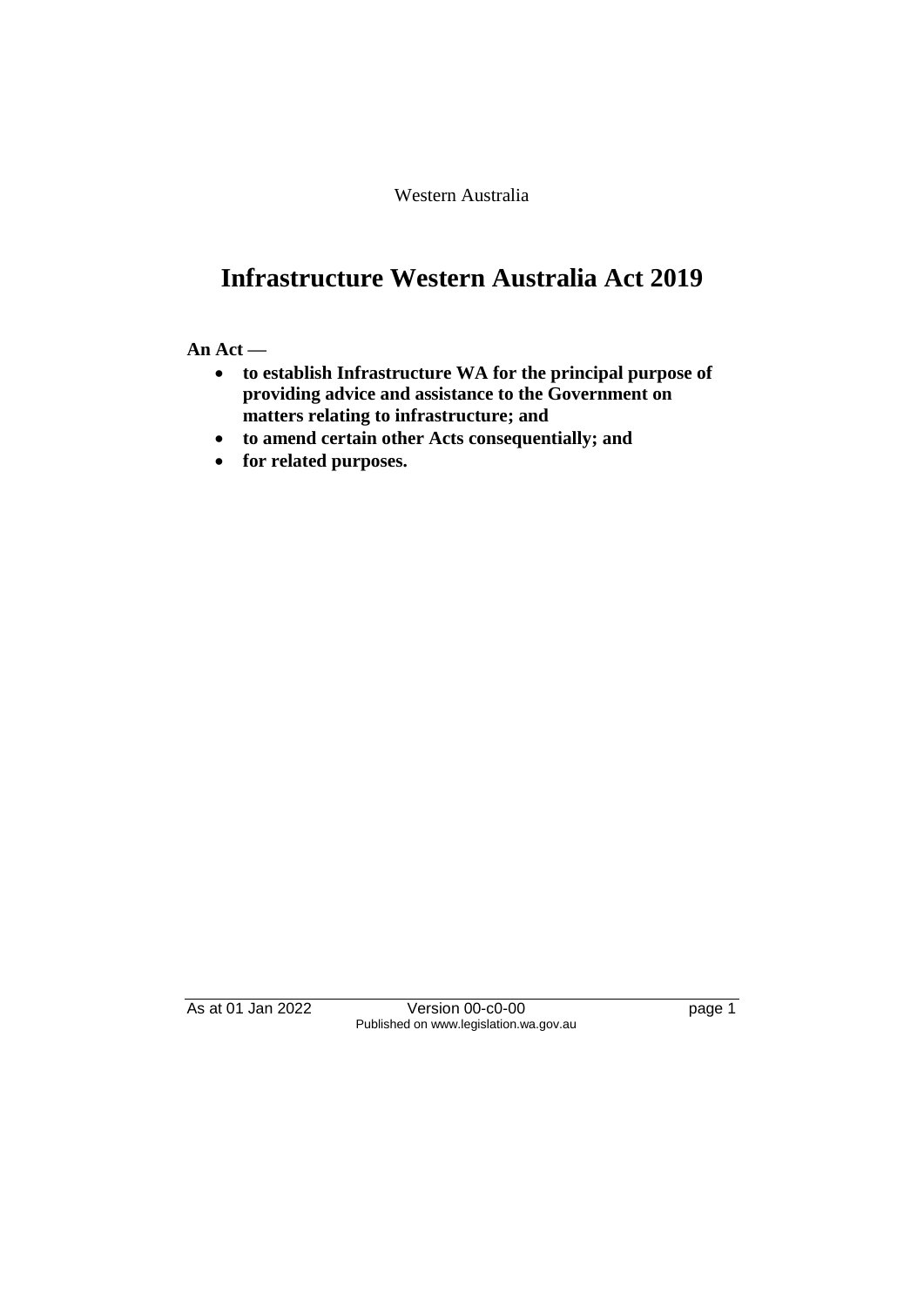Western Australia

# Infrastructure Western Australia Act 2019

**An Act —**

- **to establish Infrastructure WA for the principal purpose of providing advice and assistance to the Government on matters relating to infrastructure; and**
- **to amend certain other Acts consequentially; and**
- **for related purposes.**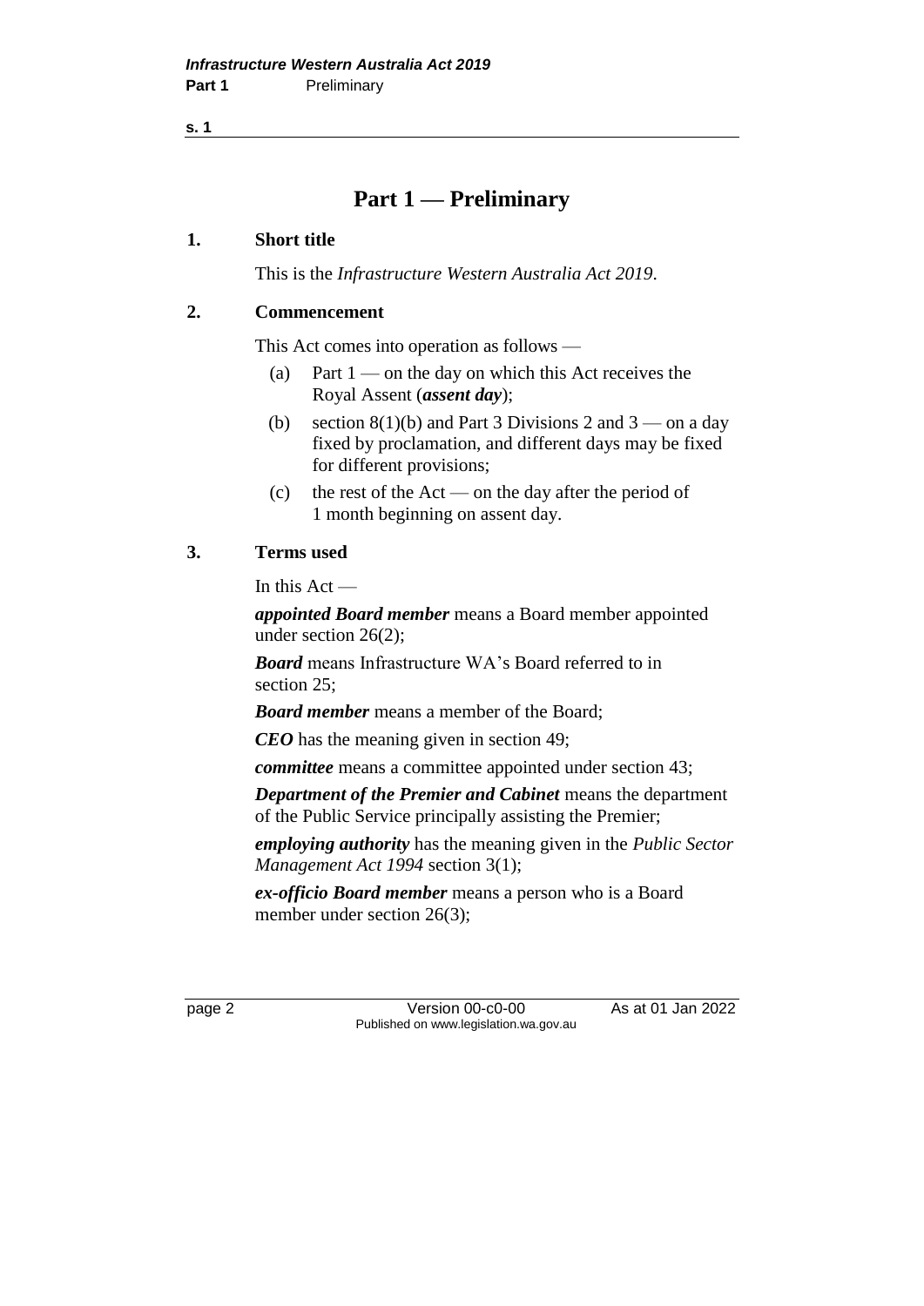# Part 1 — Preliminary

## 1. Short title

This is the *Infrastructure Western Australia Act 2019*.

## 2. Commencement

This Act comes into operation as follows —

(a) Part 1 — on the day on which this Act receives the Royal Assent (***assent day***);

(b) section 8(1)(b) and Part 3 Divisions 2 and 3 — on a day fixed by proclamation, and different days may be fixed for different provisions;

(c) the rest of the Act — on the day after the period of 1 month beginning on assent day.

## 3. Terms used

In this Act —

***appointed Board member*** means a Board member appointed under section 26(2);

***Board*** means Infrastructure WA's Board referred to in section 25;

***Board member*** means a member of the Board;

***CEO*** has the meaning given in section 49;

***committee*** means a committee appointed under section 43;

***Department of the Premier and Cabinet*** means the department of the Public Service principally assisting the Premier;

***employing authority*** has the meaning given in the *Public Sector Management Act 1994* section 3(1);

***ex-officio Board member*** means a person who is a Board member under section 26(3);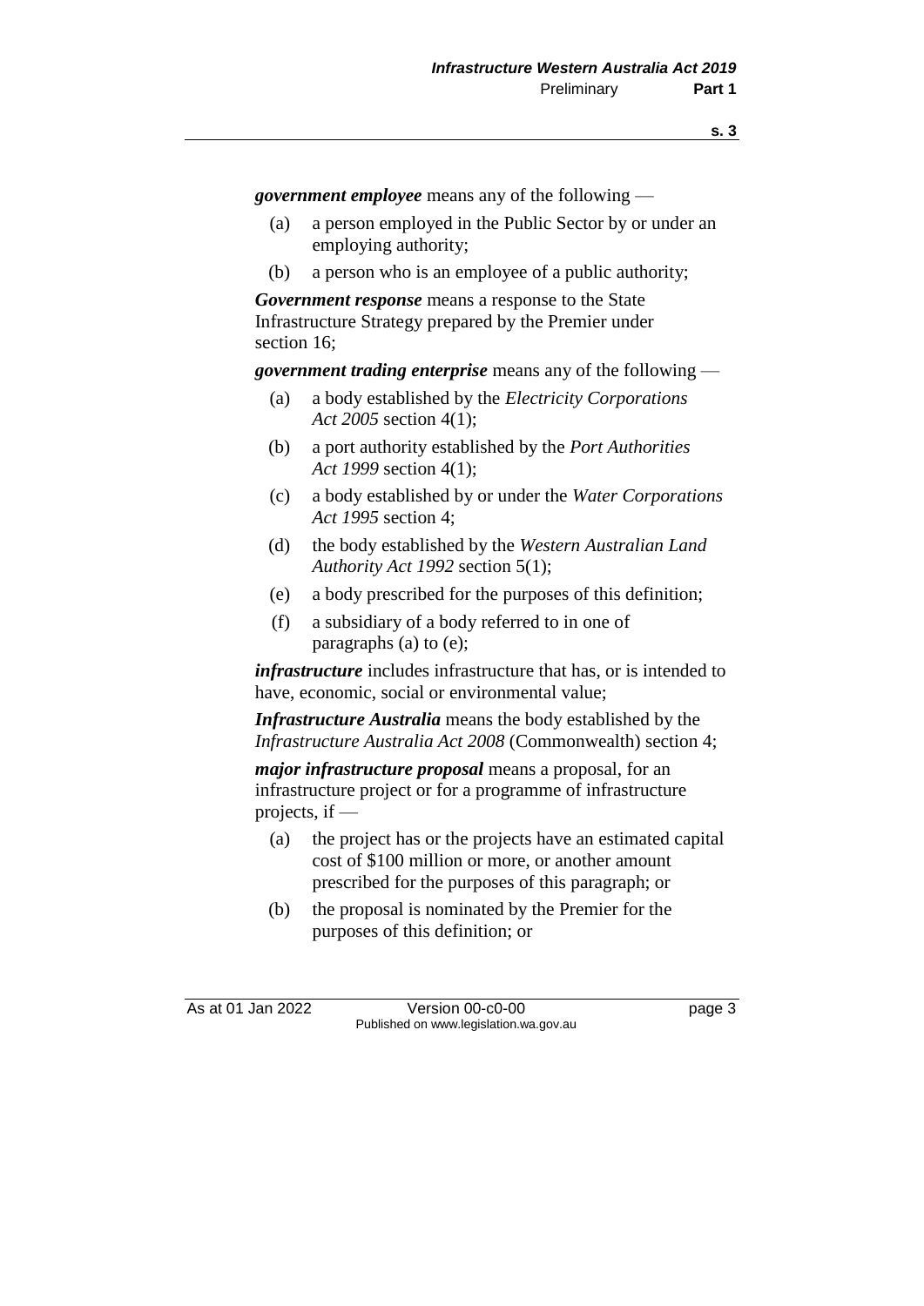***government employee*** means any of the following —

(a) a person employed in the Public Sector by or under an employing authority;

(b) a person who is an employee of a public authority;

***Government response*** means a response to the State Infrastructure Strategy prepared by the Premier under section 16;

***government trading enterprise*** means any of the following —

(a) a body established by the *Electricity Corporations Act 2005* section 4(1);

(b) a port authority established by the *Port Authorities Act 1999* section 4(1);

(c) a body established by or under the *Water Corporations Act 1995* section 4;

(d) the body established by the *Western Australian Land Authority Act 1992* section 5(1);

(e) a body prescribed for the purposes of this definition;

(f) a subsidiary of a body referred to in one of paragraphs (a) to (e);

***infrastructure*** includes infrastructure that has, or is intended to have, economic, social or environmental value;

***Infrastructure Australia*** means the body established by the *Infrastructure Australia Act 2008* (Commonwealth) section 4;

***major infrastructure proposal*** means a proposal, for an infrastructure project or for a programme of infrastructure projects, if —

(a) the project has or the projects have an estimated capital cost of $100 million or more, or another amount prescribed for the purposes of this paragraph; or

(b) the proposal is nominated by the Premier for the purposes of this definition; or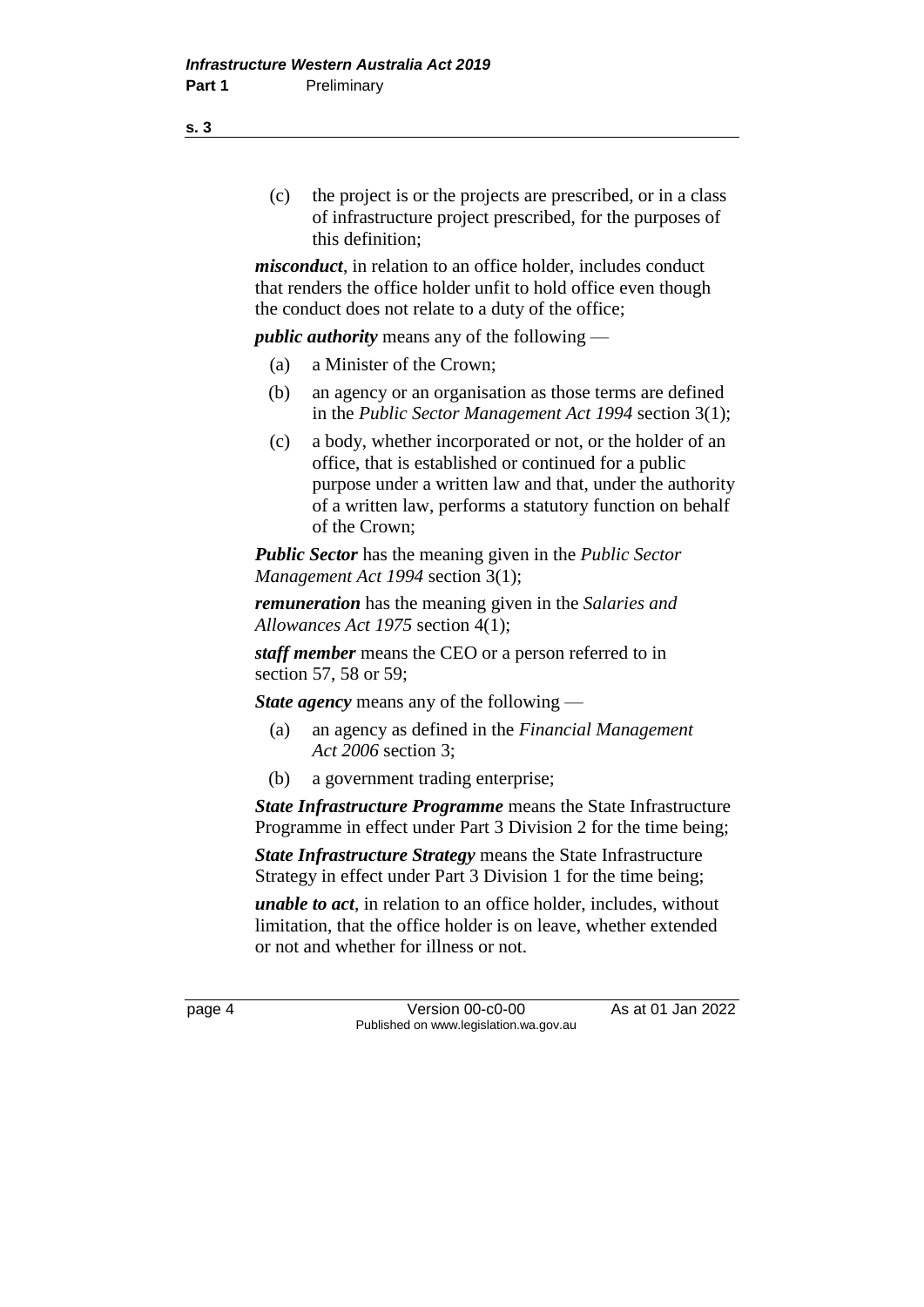(c) the project is or the projects are prescribed, or in a class of infrastructure project prescribed, for the purposes of this definition;

***misconduct***, in relation to an office holder, includes conduct that renders the office holder unfit to hold office even though the conduct does not relate to a duty of the office;

***public authority*** means any of the following —

(a) a Minister of the Crown;

(b) an agency or an organisation as those terms are defined in the *Public Sector Management Act 1994* section 3(1);

(c) a body, whether incorporated or not, or the holder of an office, that is established or continued for a public purpose under a written law and that, under the authority of a written law, performs a statutory function on behalf of the Crown;

***Public Sector*** has the meaning given in the *Public Sector Management Act 1994* section 3(1);

***remuneration*** has the meaning given in the *Salaries and Allowances Act 1975* section 4(1);

***staff member*** means the CEO or a person referred to in section 57, 58 or 59;

***State agency*** means any of the following —

(a) an agency as defined in the *Financial Management Act 2006* section 3;

(b) a government trading enterprise;

***State Infrastructure Programme*** means the State Infrastructure Programme in effect under Part 3 Division 2 for the time being;

***State Infrastructure Strategy*** means the State Infrastructure Strategy in effect under Part 3 Division 1 for the time being;

***unable to act***, in relation to an office holder, includes, without limitation, that the office holder is on leave, whether extended or not and whether for illness or not.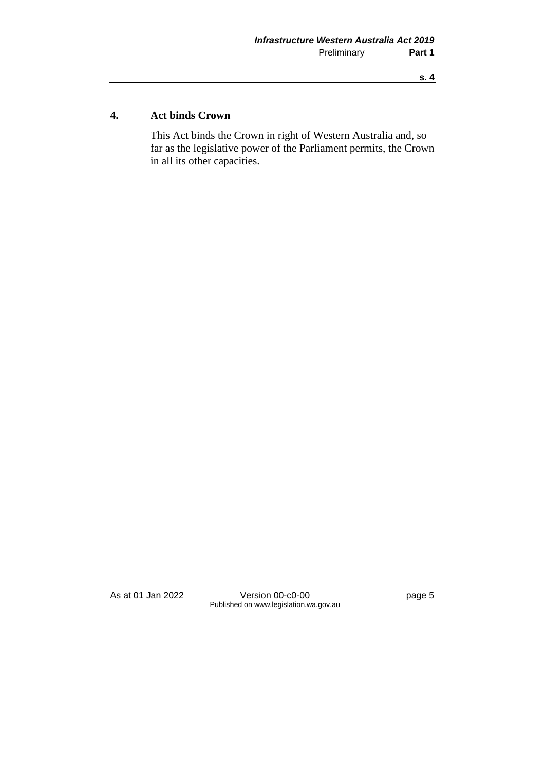## 4. Act binds Crown

This Act binds the Crown in right of Western Australia and, so far as the legislative power of the Parliament permits, the Crown in all its other capacities.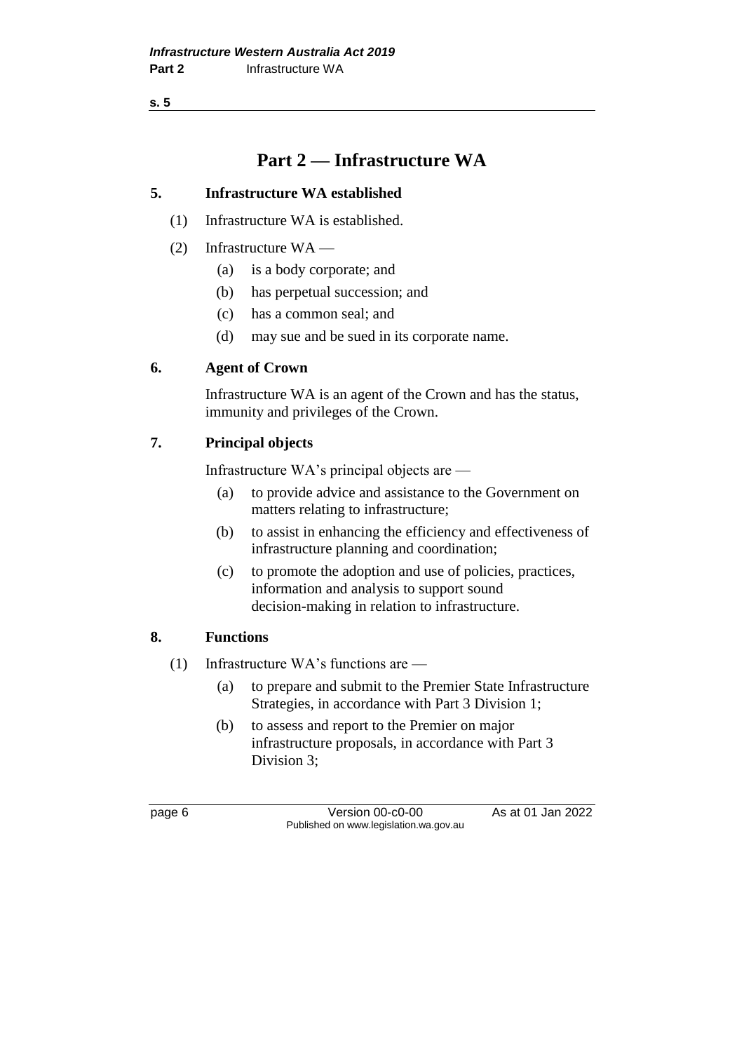# Part 2 — Infrastructure WA

### 5. Infrastructure WA established

(1) Infrastructure WA is established.

(2) Infrastructure WA —

- (a) is a body corporate; and
- (b) has perpetual succession; and
- (c) has a common seal; and
- (d) may sue and be sued in its corporate name.

### 6. Agent of Crown

Infrastructure WA is an agent of the Crown and has the status, immunity and privileges of the Crown.

### 7. Principal objects

Infrastructure WA's principal objects are —

- (a) to provide advice and assistance to the Government on matters relating to infrastructure;
- (b) to assist in enhancing the efficiency and effectiveness of infrastructure planning and coordination;
- (c) to promote the adoption and use of policies, practices, information and analysis to support sound decision-making in relation to infrastructure.

### 8. Functions

(1) Infrastructure WA's functions are —

- (a) to prepare and submit to the Premier State Infrastructure Strategies, in accordance with Part 3 Division 1;
- (b) to assess and report to the Premier on major infrastructure proposals, in accordance with Part 3 Division 3;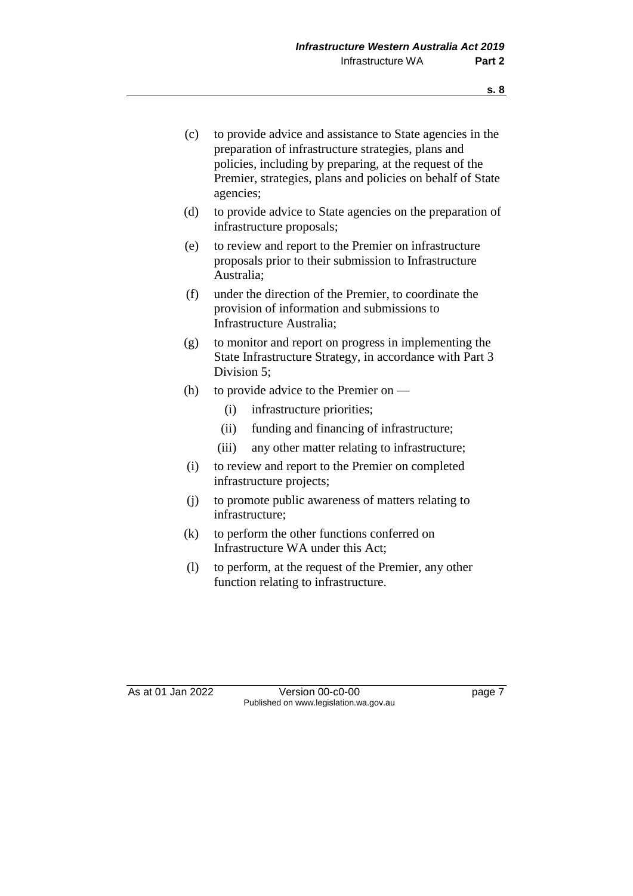(c) to provide advice and assistance to State agencies in the preparation of infrastructure strategies, plans and policies, including by preparing, at the request of the Premier, strategies, plans and policies on behalf of State agencies;

(d) to provide advice to State agencies on the preparation of infrastructure proposals;

(e) to review and report to the Premier on infrastructure proposals prior to their submission to Infrastructure Australia;

(f) under the direction of the Premier, to coordinate the provision of information and submissions to Infrastructure Australia;

(g) to monitor and report on progress in implementing the State Infrastructure Strategy, in accordance with Part 3 Division 5;

(h) to provide advice to the Premier on —

  (i) infrastructure priorities;

  (ii) funding and financing of infrastructure;

  (iii) any other matter relating to infrastructure;

(i) to review and report to the Premier on completed infrastructure projects;

(j) to promote public awareness of matters relating to infrastructure;

(k) to perform the other functions conferred on Infrastructure WA under this Act;

(l) to perform, at the request of the Premier, any other function relating to infrastructure.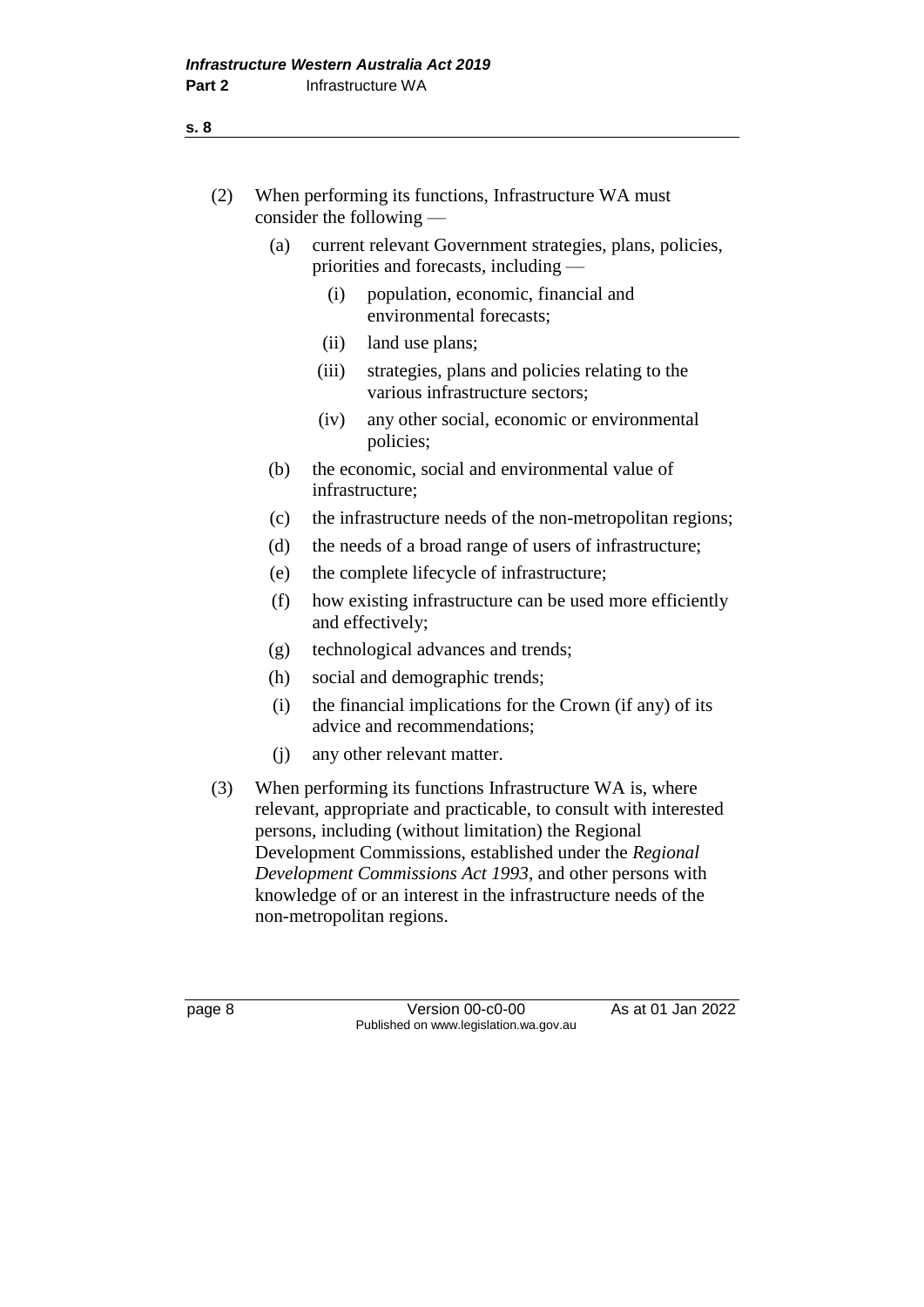(2) When performing its functions, Infrastructure WA must consider the following —

(a) current relevant Government strategies, plans, policies, priorities and forecasts, including —

(i) population, economic, financial and environmental forecasts;

(ii) land use plans;

(iii) strategies, plans and policies relating to the various infrastructure sectors;

(iv) any other social, economic or environmental policies;

(b) the economic, social and environmental value of infrastructure;

(c) the infrastructure needs of the non-metropolitan regions;

(d) the needs of a broad range of users of infrastructure;

(e) the complete lifecycle of infrastructure;

(f) how existing infrastructure can be used more efficiently and effectively;

(g) technological advances and trends;

(h) social and demographic trends;

(i) the financial implications for the Crown (if any) of its advice and recommendations;

(j) any other relevant matter.

(3) When performing its functions Infrastructure WA is, where relevant, appropriate and practicable, to consult with interested persons, including (without limitation) the Regional Development Commissions, established under the *Regional Development Commissions Act 1993*, and other persons with knowledge of or an interest in the infrastructure needs of the non-metropolitan regions.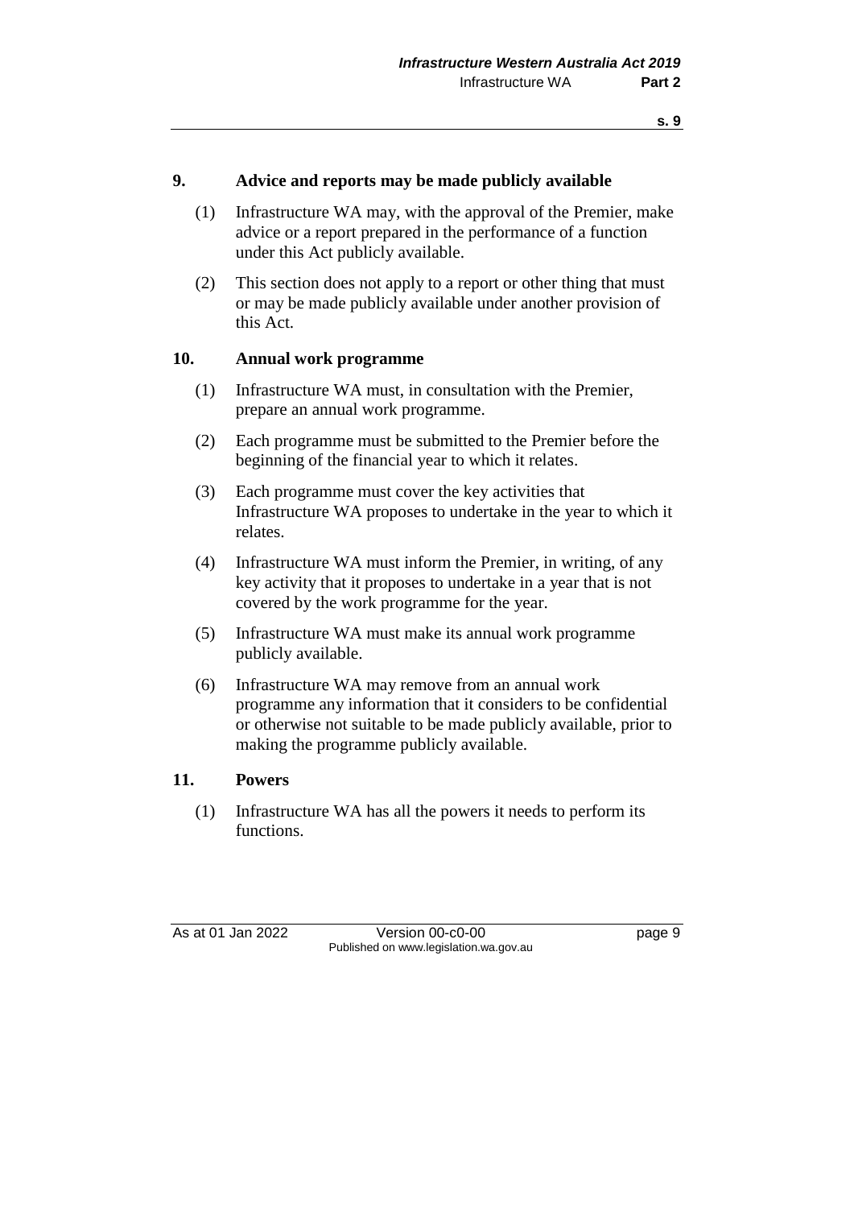## 9. Advice and reports may be made publicly available

(1) Infrastructure WA may, with the approval of the Premier, make advice or a report prepared in the performance of a function under this Act publicly available.

(2) This section does not apply to a report or other thing that must or may be made publicly available under another provision of this Act.

## 10. Annual work programme

(1) Infrastructure WA must, in consultation with the Premier, prepare an annual work programme.

(2) Each programme must be submitted to the Premier before the beginning of the financial year to which it relates.

(3) Each programme must cover the key activities that Infrastructure WA proposes to undertake in the year to which it relates.

(4) Infrastructure WA must inform the Premier, in writing, of any key activity that it proposes to undertake in a year that is not covered by the work programme for the year.

(5) Infrastructure WA must make its annual work programme publicly available.

(6) Infrastructure WA may remove from an annual work programme any information that it considers to be confidential or otherwise not suitable to be made publicly available, prior to making the programme publicly available.

## 11. Powers

(1) Infrastructure WA has all the powers it needs to perform its functions.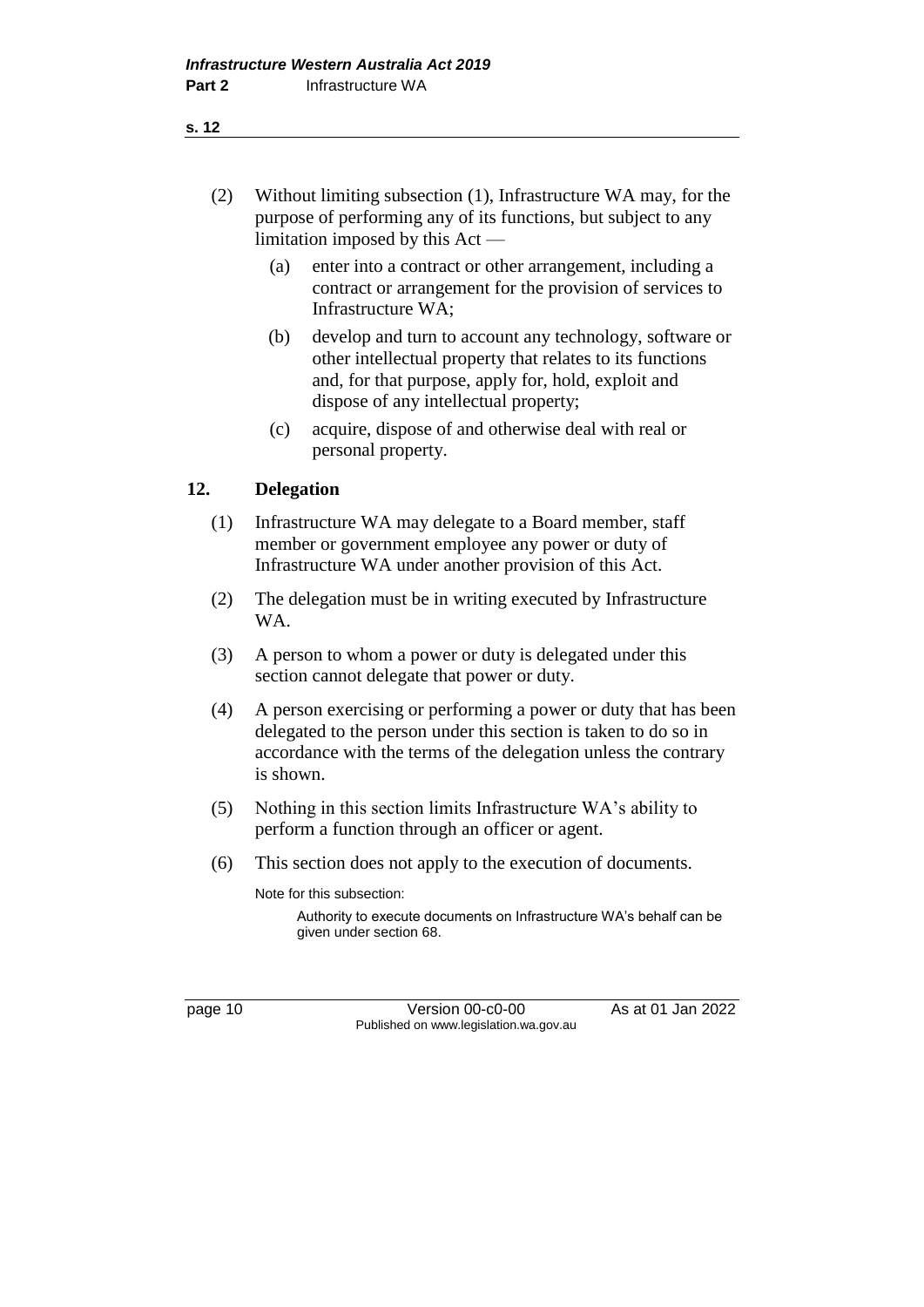(2) Without limiting subsection (1), Infrastructure WA may, for the purpose of performing any of its functions, but subject to any limitation imposed by this Act —

  (a) enter into a contract or other arrangement, including a contract or arrangement for the provision of services to Infrastructure WA;

  (b) develop and turn to account any technology, software or other intellectual property that relates to its functions and, for that purpose, apply for, hold, exploit and dispose of any intellectual property;

  (c) acquire, dispose of and otherwise deal with real or personal property.

## 12. Delegation

(1) Infrastructure WA may delegate to a Board member, staff member or government employee any power or duty of Infrastructure WA under another provision of this Act.

(2) The delegation must be in writing executed by Infrastructure WA.

(3) A person to whom a power or duty is delegated under this section cannot delegate that power or duty.

(4) A person exercising or performing a power or duty that has been delegated to the person under this section is taken to do so in accordance with the terms of the delegation unless the contrary is shown.

(5) Nothing in this section limits Infrastructure WA's ability to perform a function through an officer or agent.

(6) This section does not apply to the execution of documents.

Note for this subsection:

Authority to execute documents on Infrastructure WA's behalf can be given under section 68.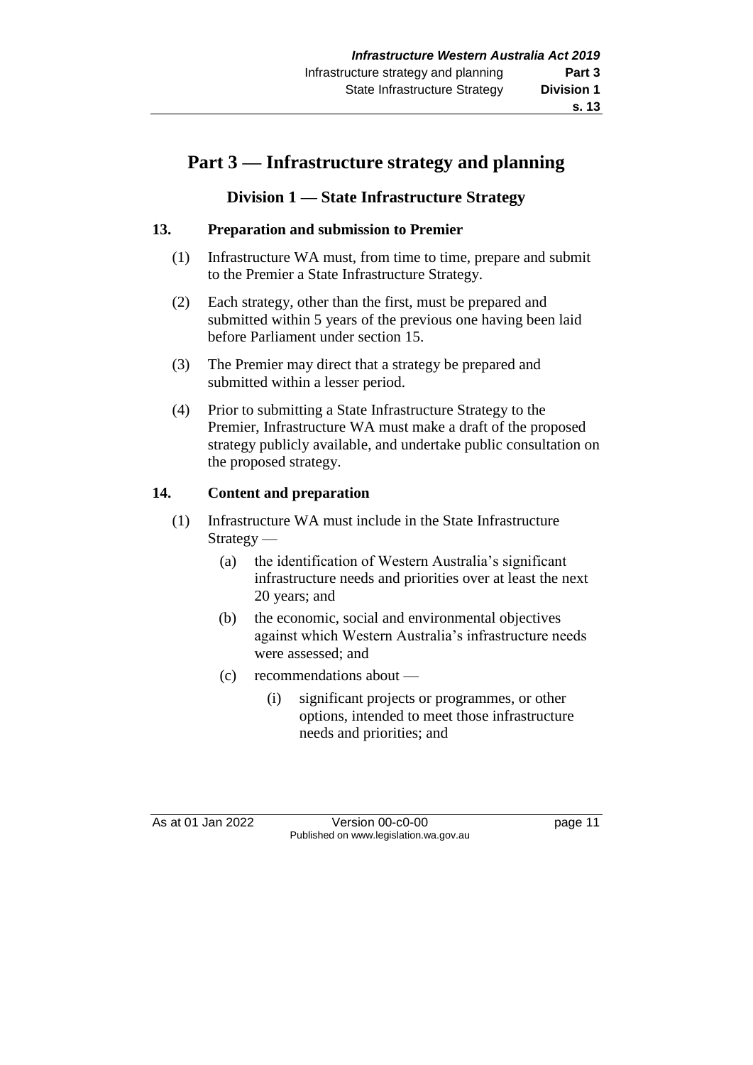# Part 3 — Infrastructure strategy and planning

## Division 1 — State Infrastructure Strategy

### 13. Preparation and submission to Premier

(1) Infrastructure WA must, from time to time, prepare and submit to the Premier a State Infrastructure Strategy.

(2) Each strategy, other than the first, must be prepared and submitted within 5 years of the previous one having been laid before Parliament under section 15.

(3) The Premier may direct that a strategy be prepared and submitted within a lesser period.

(4) Prior to submitting a State Infrastructure Strategy to the Premier, Infrastructure WA must make a draft of the proposed strategy publicly available, and undertake public consultation on the proposed strategy.

### 14. Content and preparation

(1) Infrastructure WA must include in the State Infrastructure Strategy —

(a) the identification of Western Australia's significant infrastructure needs and priorities over at least the next 20 years; and

(b) the economic, social and environmental objectives against which Western Australia's infrastructure needs were assessed; and

(c) recommendations about —

(i) significant projects or programmes, or other options, intended to meet those infrastructure needs and priorities; and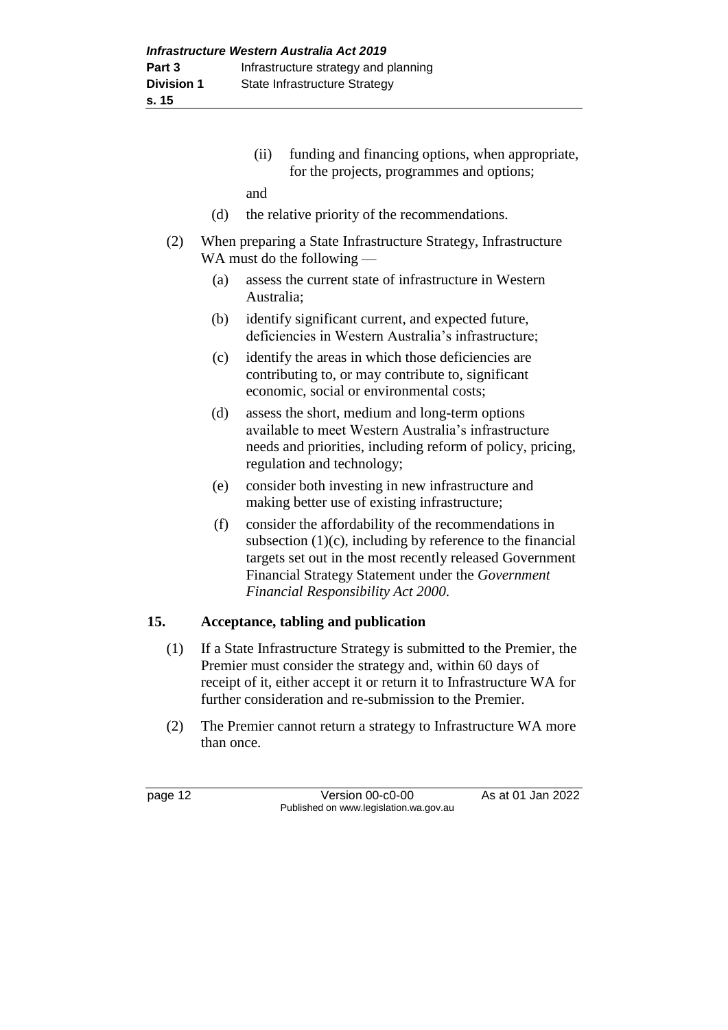(ii) funding and financing options, when appropriate, for the projects, programmes and options;

and

(d) the relative priority of the recommendations.

(2) When preparing a State Infrastructure Strategy, Infrastructure WA must do the following —

(a) assess the current state of infrastructure in Western Australia;

(b) identify significant current, and expected future, deficiencies in Western Australia's infrastructure;

(c) identify the areas in which those deficiencies are contributing to, or may contribute to, significant economic, social or environmental costs;

(d) assess the short, medium and long-term options available to meet Western Australia's infrastructure needs and priorities, including reform of policy, pricing, regulation and technology;

(e) consider both investing in new infrastructure and making better use of existing infrastructure;

(f) consider the affordability of the recommendations in subsection (1)(c), including by reference to the financial targets set out in the most recently released Government Financial Strategy Statement under the *Government Financial Responsibility Act 2000*.

## 15. Acceptance, tabling and publication

(1) If a State Infrastructure Strategy is submitted to the Premier, the Premier must consider the strategy and, within 60 days of receipt of it, either accept it or return it to Infrastructure WA for further consideration and re-submission to the Premier.

(2) The Premier cannot return a strategy to Infrastructure WA more than once.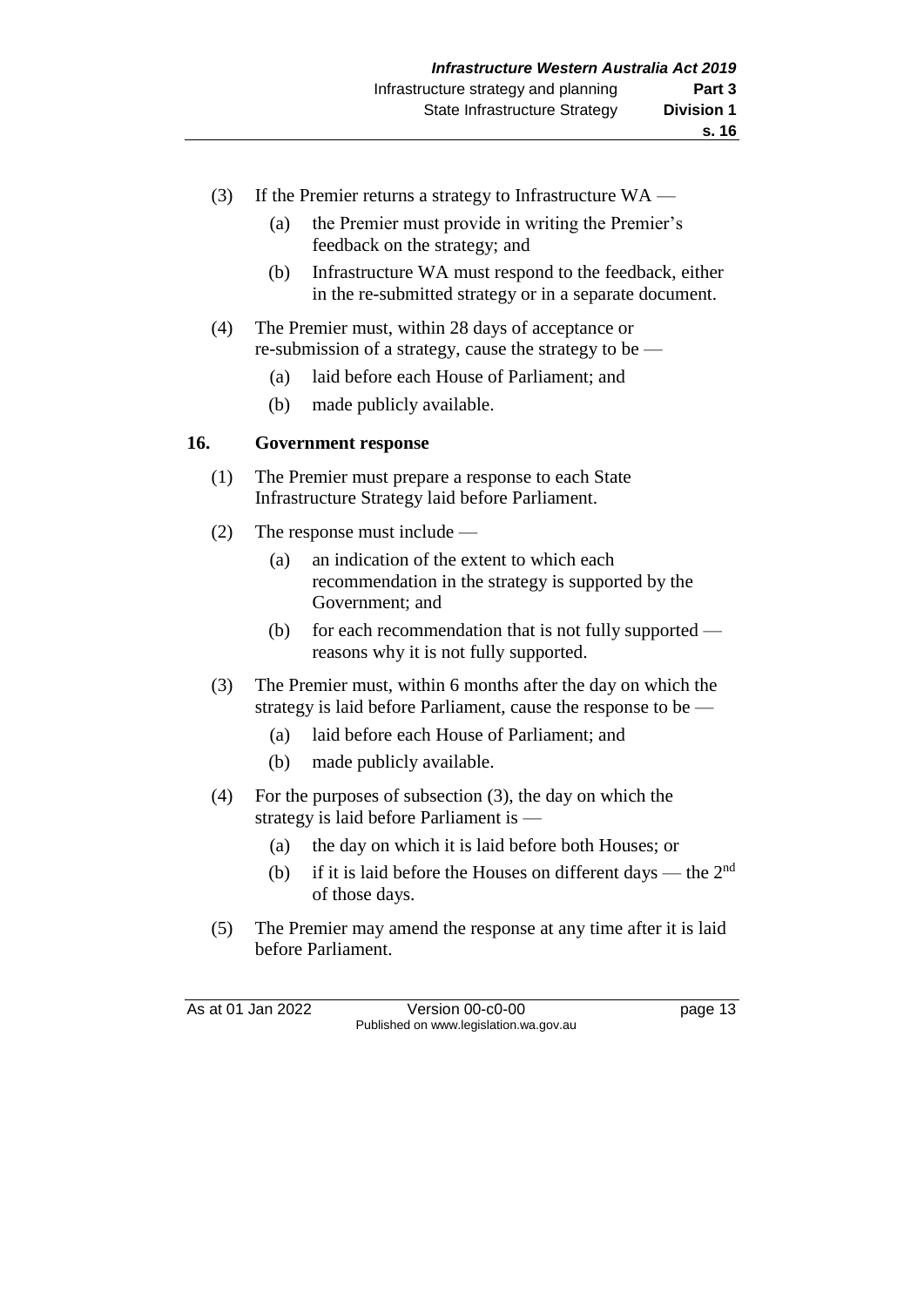(3) If the Premier returns a strategy to Infrastructure WA —

   (a) the Premier must provide in writing the Premier's feedback on the strategy; and

   (b) Infrastructure WA must respond to the feedback, either in the re-submitted strategy or in a separate document.

(4) The Premier must, within 28 days of acceptance or re-submission of a strategy, cause the strategy to be —

   (a) laid before each House of Parliament; and

   (b) made publicly available.

## 16. Government response

(1) The Premier must prepare a response to each State Infrastructure Strategy laid before Parliament.

(2) The response must include —

   (a) an indication of the extent to which each recommendation in the strategy is supported by the Government; and

   (b) for each recommendation that is not fully supported — reasons why it is not fully supported.

(3) The Premier must, within 6 months after the day on which the strategy is laid before Parliament, cause the response to be —

   (a) laid before each House of Parliament; and

   (b) made publicly available.

(4) For the purposes of subsection (3), the day on which the strategy is laid before Parliament is —

   (a) the day on which it is laid before both Houses; or

   (b) if it is laid before the Houses on different days — the 2nd of those days.

(5) The Premier may amend the response at any time after it is laid before Parliament.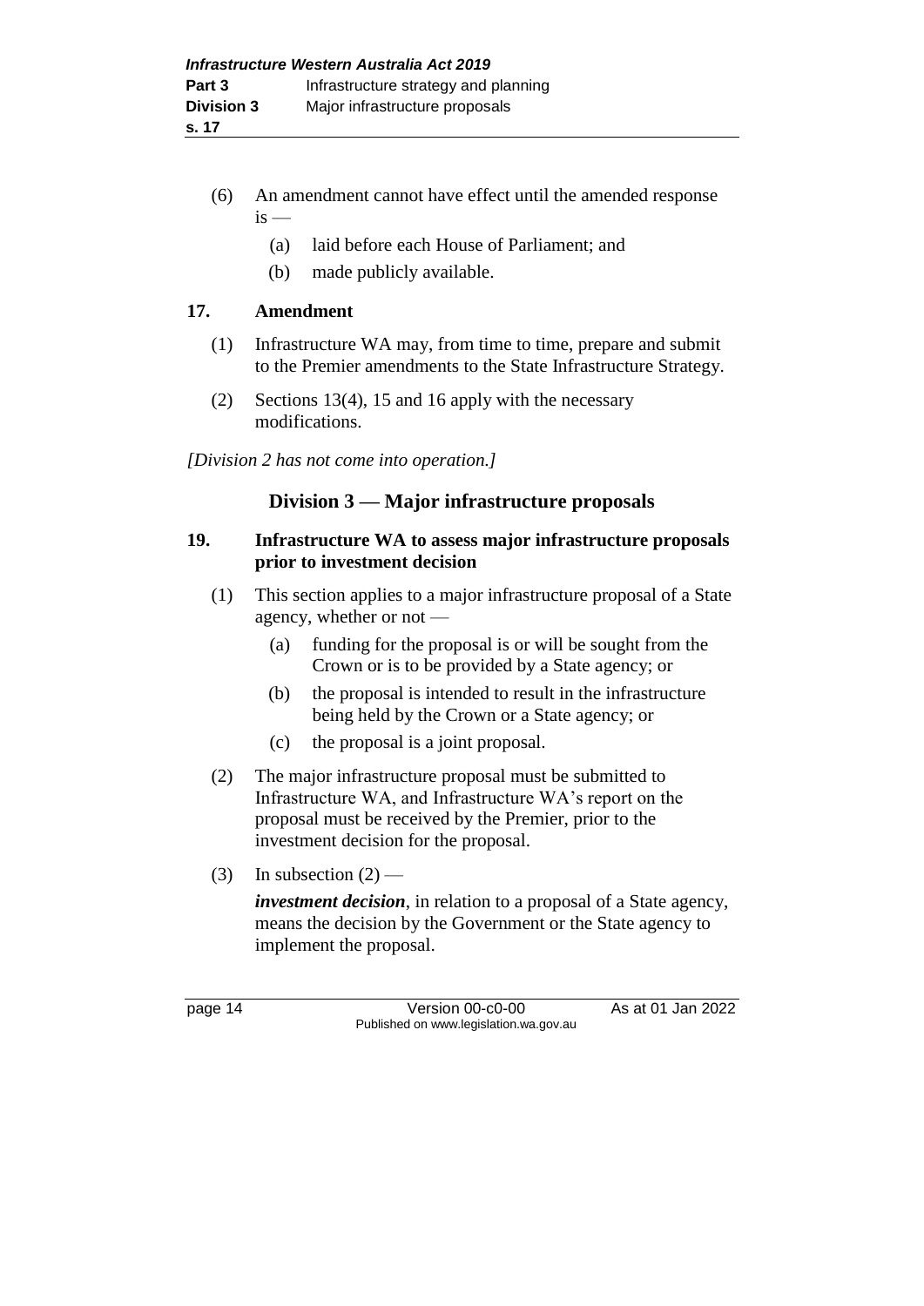(6) An amendment cannot have effect until the amended response is —

(a) laid before each House of Parliament; and

(b) made publicly available.

**17. Amendment**

(1) Infrastructure WA may, from time to time, prepare and submit to the Premier amendments to the State Infrastructure Strategy.

(2) Sections 13(4), 15 and 16 apply with the necessary modifications.

*[Division 2 has not come into operation.]*

## Division 3 — Major infrastructure proposals

**19. Infrastructure WA to assess major infrastructure proposals prior to investment decision**

(1) This section applies to a major infrastructure proposal of a State agency, whether or not —

(a) funding for the proposal is or will be sought from the Crown or is to be provided by a State agency; or

(b) the proposal is intended to result in the infrastructure being held by the Crown or a State agency; or

(c) the proposal is a joint proposal.

(2) The major infrastructure proposal must be submitted to Infrastructure WA, and Infrastructure WA's report on the proposal must be received by the Premier, prior to the investment decision for the proposal.

(3) In subsection (2) —

***investment decision***, in relation to a proposal of a State agency, means the decision by the Government or the State agency to implement the proposal.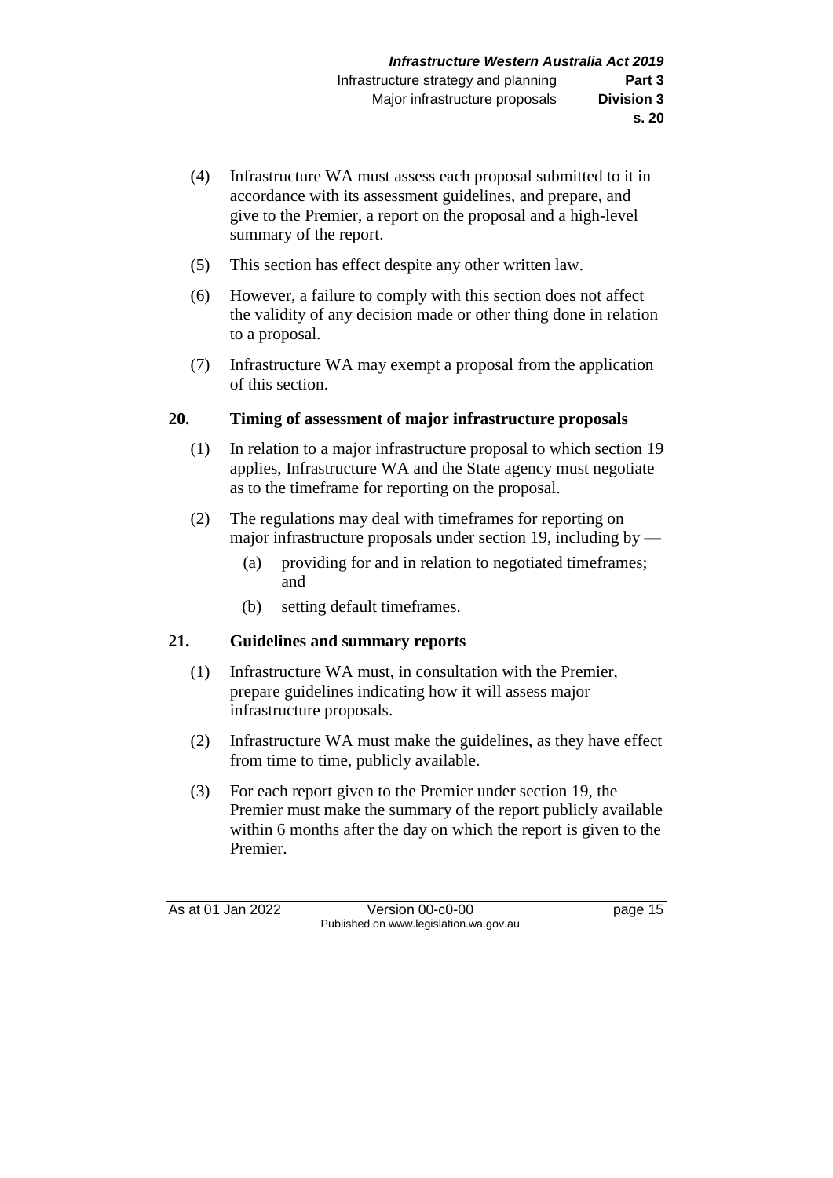(4) Infrastructure WA must assess each proposal submitted to it in accordance with its assessment guidelines, and prepare, and give to the Premier, a report on the proposal and a high-level summary of the report.

(5) This section has effect despite any other written law.

(6) However, a failure to comply with this section does not affect the validity of any decision made or other thing done in relation to a proposal.

(7) Infrastructure WA may exempt a proposal from the application of this section.

### 20. Timing of assessment of major infrastructure proposals

(1) In relation to a major infrastructure proposal to which section 19 applies, Infrastructure WA and the State agency must negotiate as to the timeframe for reporting on the proposal.

(2) The regulations may deal with timeframes for reporting on major infrastructure proposals under section 19, including by —

  (a) providing for and in relation to negotiated timeframes; and

  (b) setting default timeframes.

### 21. Guidelines and summary reports

(1) Infrastructure WA must, in consultation with the Premier, prepare guidelines indicating how it will assess major infrastructure proposals.

(2) Infrastructure WA must make the guidelines, as they have effect from time to time, publicly available.

(3) For each report given to the Premier under section 19, the Premier must make the summary of the report publicly available within 6 months after the day on which the report is given to the Premier.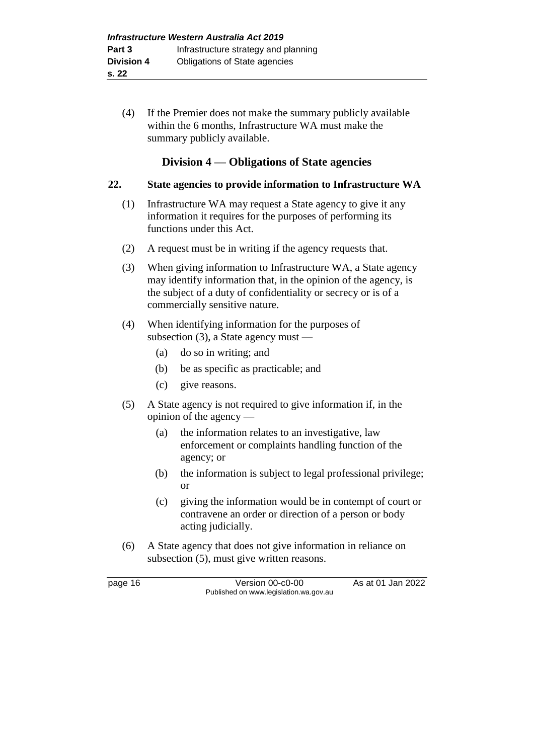(4) If the Premier does not make the summary publicly available within the 6 months, Infrastructure WA must make the summary publicly available.

## Division 4 — Obligations of State agencies

### 22. State agencies to provide information to Infrastructure WA

(1) Infrastructure WA may request a State agency to give it any information it requires for the purposes of performing its functions under this Act.

(2) A request must be in writing if the agency requests that.

(3) When giving information to Infrastructure WA, a State agency may identify information that, in the opinion of the agency, is the subject of a duty of confidentiality or secrecy or is of a commercially sensitive nature.

(4) When identifying information for the purposes of subsection (3), a State agency must —

- (a) do so in writing; and
- (b) be as specific as practicable; and
- (c) give reasons.

(5) A State agency is not required to give information if, in the opinion of the agency —

- (a) the information relates to an investigative, law enforcement or complaints handling function of the agency; or
- (b) the information is subject to legal professional privilege; or
- (c) giving the information would be in contempt of court or contravene an order or direction of a person or body acting judicially.

(6) A State agency that does not give information in reliance on subsection (5), must give written reasons.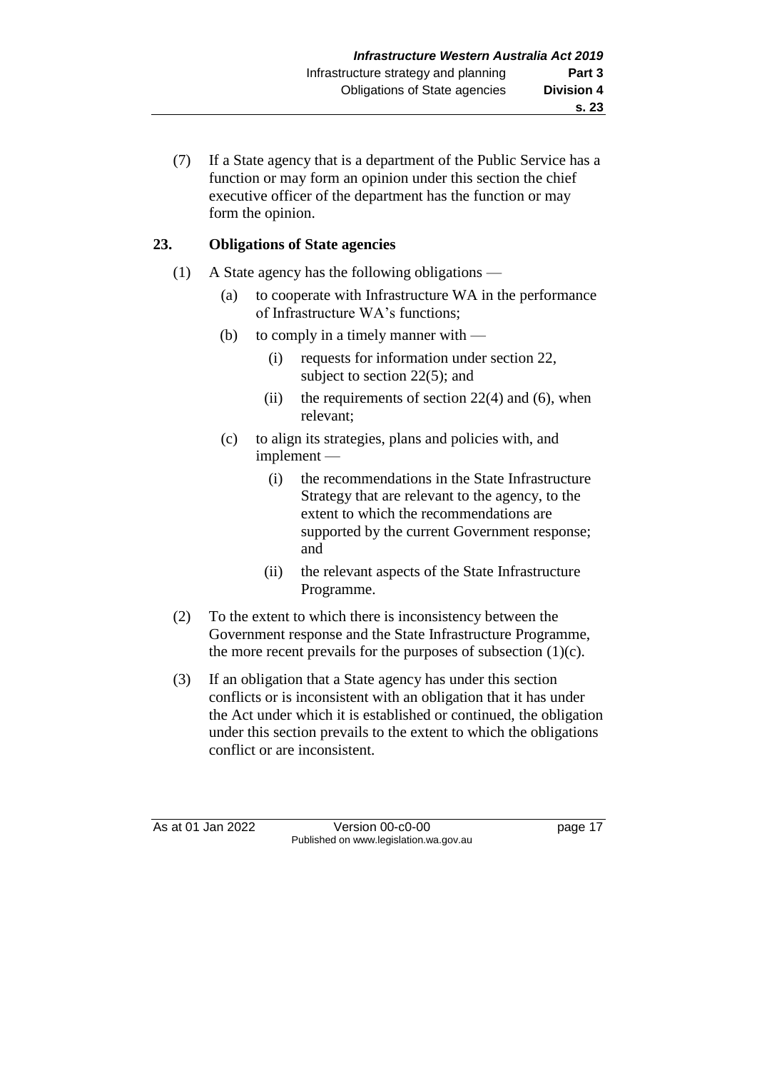(7) If a State agency that is a department of the Public Service has a function or may form an opinion under this section the chief executive officer of the department has the function or may form the opinion.

### 23. Obligations of State agencies

(1) A State agency has the following obligations —

- (a) to cooperate with Infrastructure WA in the performance of Infrastructure WA's functions;
- (b) to comply in a timely manner with —
  - (i) requests for information under section 22, subject to section 22(5); and
  - (ii) the requirements of section 22(4) and (6), when relevant;
- (c) to align its strategies, plans and policies with, and implement —
  - (i) the recommendations in the State Infrastructure Strategy that are relevant to the agency, to the extent to which the recommendations are supported by the current Government response; and
  - (ii) the relevant aspects of the State Infrastructure Programme.

(2) To the extent to which there is inconsistency between the Government response and the State Infrastructure Programme, the more recent prevails for the purposes of subsection (1)(c).

(3) If an obligation that a State agency has under this section conflicts or is inconsistent with an obligation that it has under the Act under which it is established or continued, the obligation under this section prevails to the extent to which the obligations conflict or are inconsistent.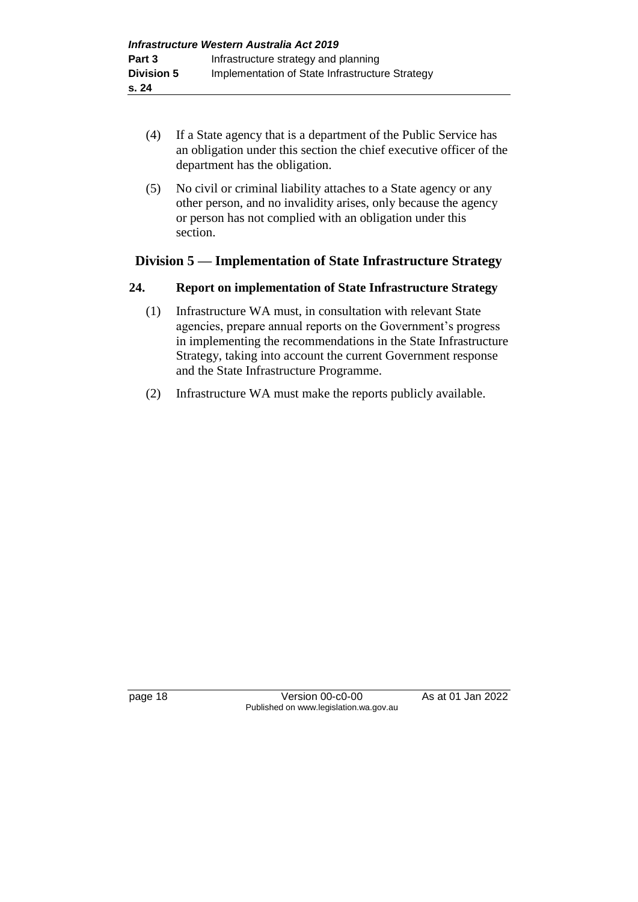(4) If a State agency that is a department of the Public Service has an obligation under this section the chief executive officer of the department has the obligation.

(5) No civil or criminal liability attaches to a State agency or any other person, and no invalidity arises, only because the agency or person has not complied with an obligation under this section.

## Division 5 — Implementation of State Infrastructure Strategy

### 24. Report on implementation of State Infrastructure Strategy

(1) Infrastructure WA must, in consultation with relevant State agencies, prepare annual reports on the Government's progress in implementing the recommendations in the State Infrastructure Strategy, taking into account the current Government response and the State Infrastructure Programme.

(2) Infrastructure WA must make the reports publicly available.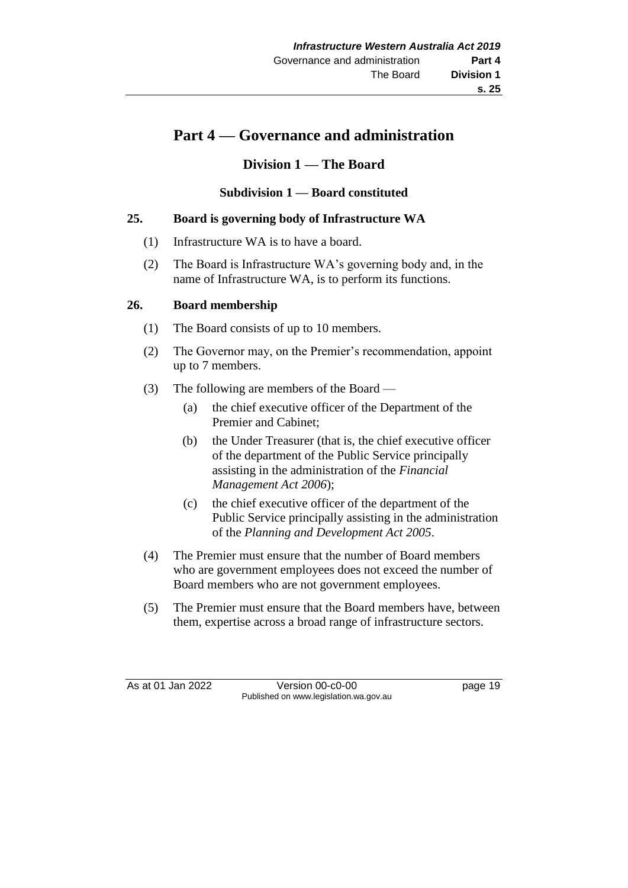# Part 4 — Governance and administration

## Division 1 — The Board

### Subdivision 1 — Board constituted

**25. Board is governing body of Infrastructure WA**

(1) Infrastructure WA is to have a board.

(2) The Board is Infrastructure WA's governing body and, in the name of Infrastructure WA, is to perform its functions.

**26. Board membership**

(1) The Board consists of up to 10 members.

(2) The Governor may, on the Premier's recommendation, appoint up to 7 members.

(3) The following are members of the Board —

  (a) the chief executive officer of the Department of the Premier and Cabinet;

  (b) the Under Treasurer (that is, the chief executive officer of the department of the Public Service principally assisting in the administration of the *Financial Management Act 2006*);

  (c) the chief executive officer of the department of the Public Service principally assisting in the administration of the *Planning and Development Act 2005*.

(4) The Premier must ensure that the number of Board members who are government employees does not exceed the number of Board members who are not government employees.

(5) The Premier must ensure that the Board members have, between them, expertise across a broad range of infrastructure sectors.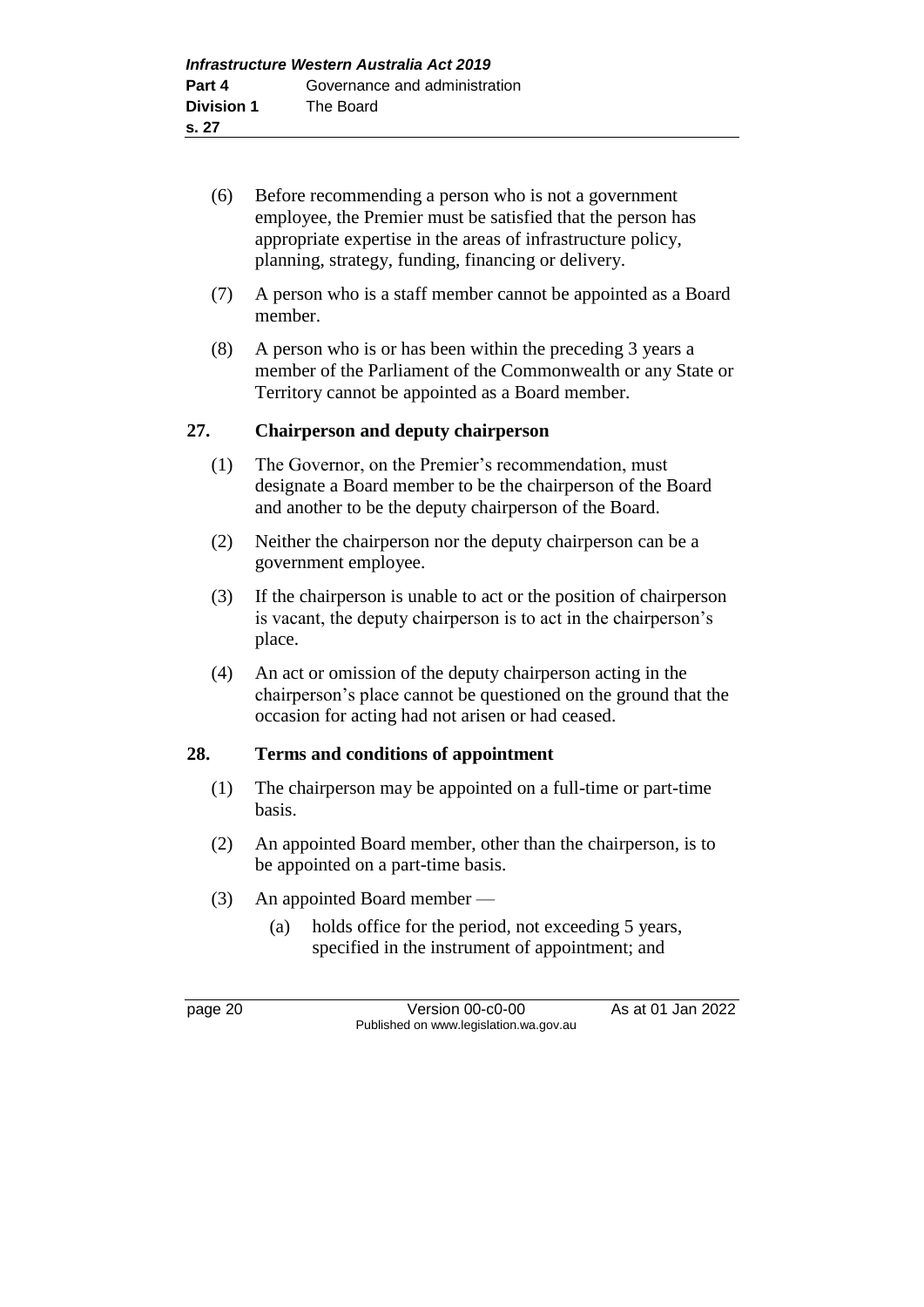(6) Before recommending a person who is not a government employee, the Premier must be satisfied that the person has appropriate expertise in the areas of infrastructure policy, planning, strategy, funding, financing or delivery.

(7) A person who is a staff member cannot be appointed as a Board member.

(8) A person who is or has been within the preceding 3 years a member of the Parliament of the Commonwealth or any State or Territory cannot be appointed as a Board member.

## 27. Chairperson and deputy chairperson

(1) The Governor, on the Premier's recommendation, must designate a Board member to be the chairperson of the Board and another to be the deputy chairperson of the Board.

(2) Neither the chairperson nor the deputy chairperson can be a government employee.

(3) If the chairperson is unable to act or the position of chairperson is vacant, the deputy chairperson is to act in the chairperson's place.

(4) An act or omission of the deputy chairperson acting in the chairperson's place cannot be questioned on the ground that the occasion for acting had not arisen or had ceased.

## 28. Terms and conditions of appointment

(1) The chairperson may be appointed on a full-time or part-time basis.

(2) An appointed Board member, other than the chairperson, is to be appointed on a part-time basis.

(3) An appointed Board member —

(a) holds office for the period, not exceeding 5 years, specified in the instrument of appointment; and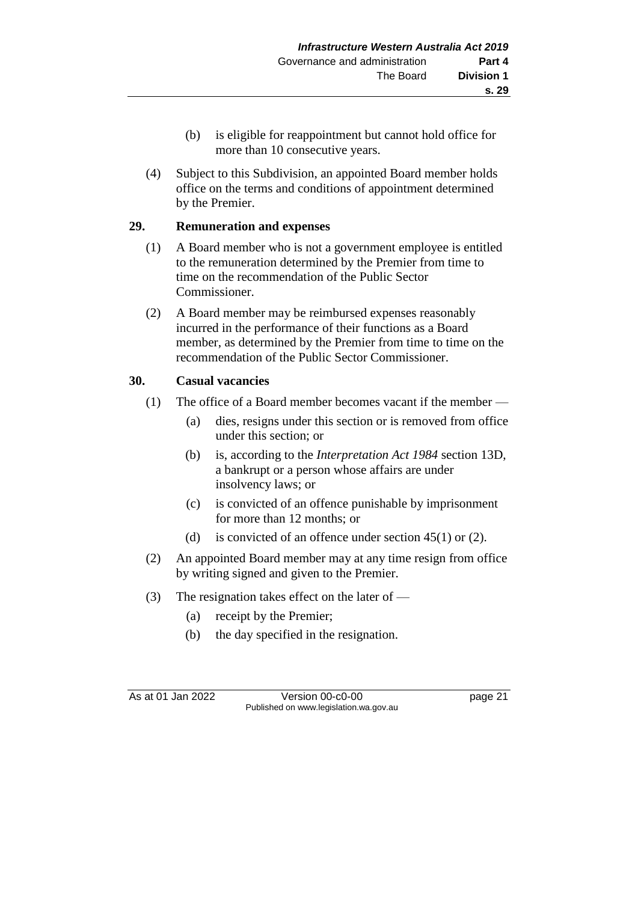(b) is eligible for reappointment but cannot hold office for more than 10 consecutive years.

(4) Subject to this Subdivision, an appointed Board member holds office on the terms and conditions of appointment determined by the Premier.

## 29. Remuneration and expenses

(1) A Board member who is not a government employee is entitled to the remuneration determined by the Premier from time to time on the recommendation of the Public Sector Commissioner.

(2) A Board member may be reimbursed expenses reasonably incurred in the performance of their functions as a Board member, as determined by the Premier from time to time on the recommendation of the Public Sector Commissioner.

## 30. Casual vacancies

(1) The office of a Board member becomes vacant if the member —

(a) dies, resigns under this section or is removed from office under this section; or

(b) is, according to the *Interpretation Act 1984* section 13D, a bankrupt or a person whose affairs are under insolvency laws; or

(c) is convicted of an offence punishable by imprisonment for more than 12 months; or

(d) is convicted of an offence under section 45(1) or (2).

(2) An appointed Board member may at any time resign from office by writing signed and given to the Premier.

(3) The resignation takes effect on the later of —

(a) receipt by the Premier;

(b) the day specified in the resignation.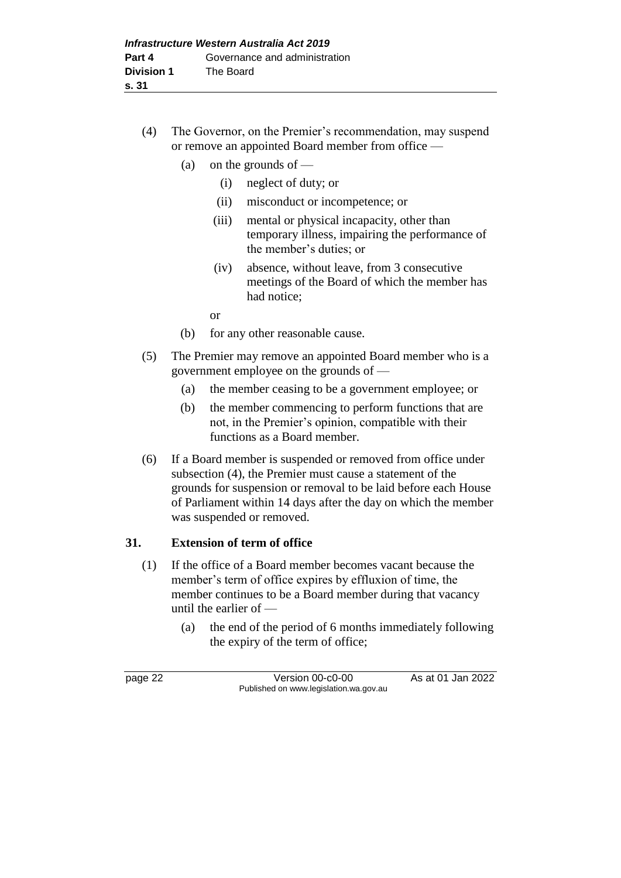(4) The Governor, on the Premier's recommendation, may suspend or remove an appointed Board member from office —

   (a) on the grounds of —

      (i) neglect of duty; or

      (ii) misconduct or incompetence; or

      (iii) mental or physical incapacity, other than temporary illness, impairing the performance of the member's duties; or

      (iv) absence, without leave, from 3 consecutive meetings of the Board of which the member has had notice;

      or

   (b) for any other reasonable cause.

(5) The Premier may remove an appointed Board member who is a government employee on the grounds of —

   (a) the member ceasing to be a government employee; or

   (b) the member commencing to perform functions that are not, in the Premier's opinion, compatible with their functions as a Board member.

(6) If a Board member is suspended or removed from office under subsection (4), the Premier must cause a statement of the grounds for suspension or removal to be laid before each House of Parliament within 14 days after the day on which the member was suspended or removed.

## 31. Extension of term of office

(1) If the office of a Board member becomes vacant because the member's term of office expires by effluxion of time, the member continues to be a Board member during that vacancy until the earlier of —

   (a) the end of the period of 6 months immediately following the expiry of the term of office;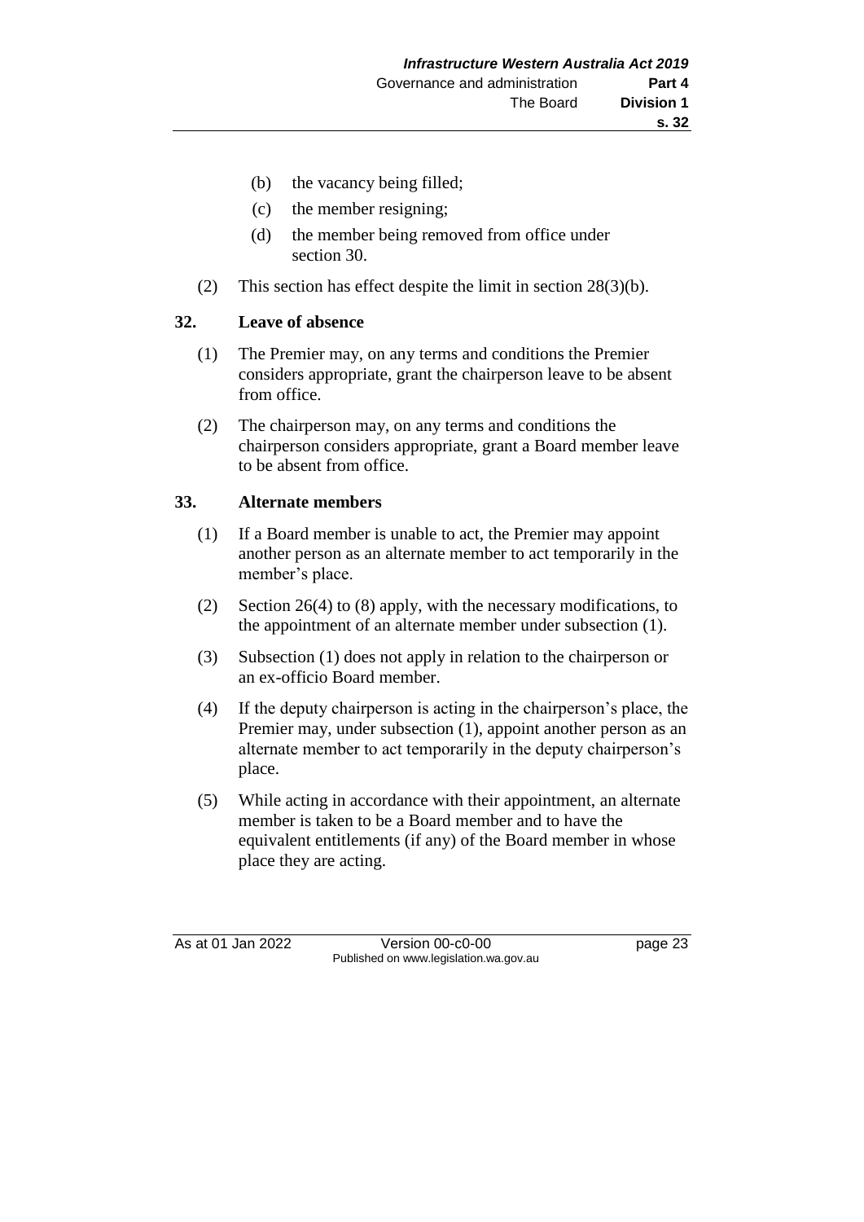(b) the vacancy being filled;

(c) the member resigning;

(d) the member being removed from office under section 30.

(2) This section has effect despite the limit in section 28(3)(b).

## 32. Leave of absence

(1) The Premier may, on any terms and conditions the Premier considers appropriate, grant the chairperson leave to be absent from office.

(2) The chairperson may, on any terms and conditions the chairperson considers appropriate, grant a Board member leave to be absent from office.

## 33. Alternate members

(1) If a Board member is unable to act, the Premier may appoint another person as an alternate member to act temporarily in the member's place.

(2) Section 26(4) to (8) apply, with the necessary modifications, to the appointment of an alternate member under subsection (1).

(3) Subsection (1) does not apply in relation to the chairperson or an ex-officio Board member.

(4) If the deputy chairperson is acting in the chairperson's place, the Premier may, under subsection (1), appoint another person as an alternate member to act temporarily in the deputy chairperson's place.

(5) While acting in accordance with their appointment, an alternate member is taken to be a Board member and to have the equivalent entitlements (if any) of the Board member in whose place they are acting.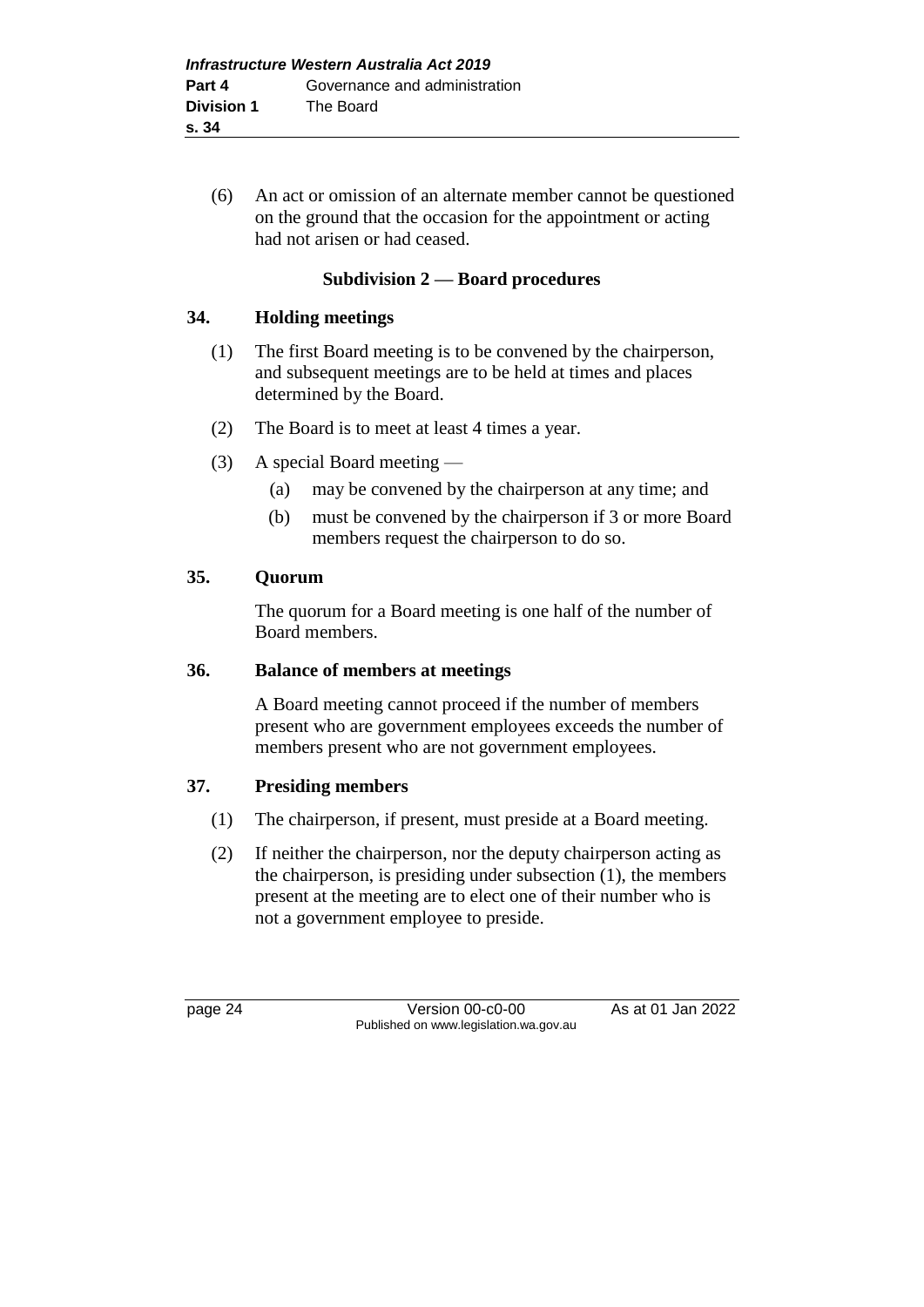(6) An act or omission of an alternate member cannot be questioned on the ground that the occasion for the appointment or acting had not arisen or had ceased.

#### Subdivision 2 — Board procedures

### 34. Holding meetings

(1) The first Board meeting is to be convened by the chairperson, and subsequent meetings are to be held at times and places determined by the Board.

(2) The Board is to meet at least 4 times a year.

(3) A special Board meeting —

- (a) may be convened by the chairperson at any time; and
- (b) must be convened by the chairperson if 3 or more Board members request the chairperson to do so.

### 35. Quorum

The quorum for a Board meeting is one half of the number of Board members.

### 36. Balance of members at meetings

A Board meeting cannot proceed if the number of members present who are government employees exceeds the number of members present who are not government employees.

### 37. Presiding members

(1) The chairperson, if present, must preside at a Board meeting.

(2) If neither the chairperson, nor the deputy chairperson acting as the chairperson, is presiding under subsection (1), the members present at the meeting are to elect one of their number who is not a government employee to preside.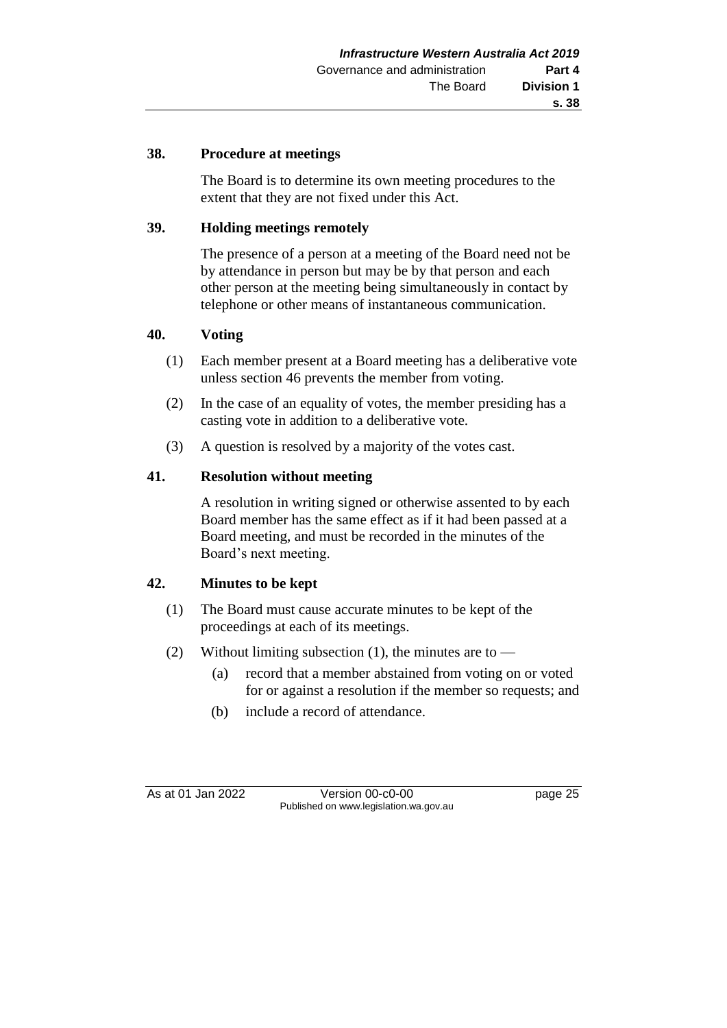### 38. Procedure at meetings

The Board is to determine its own meeting procedures to the extent that they are not fixed under this Act.

### 39. Holding meetings remotely

The presence of a person at a meeting of the Board need not be by attendance in person but may be by that person and each other person at the meeting being simultaneously in contact by telephone or other means of instantaneous communication.

### 40. Voting

(1) Each member present at a Board meeting has a deliberative vote unless section 46 prevents the member from voting.

(2) In the case of an equality of votes, the member presiding has a casting vote in addition to a deliberative vote.

(3) A question is resolved by a majority of the votes cast.

### 41. Resolution without meeting

A resolution in writing signed or otherwise assented to by each Board member has the same effect as if it had been passed at a Board meeting, and must be recorded in the minutes of the Board's next meeting.

### 42. Minutes to be kept

(1) The Board must cause accurate minutes to be kept of the proceedings at each of its meetings.

(2) Without limiting subsection (1), the minutes are to —

- (a) record that a member abstained from voting on or voted for or against a resolution if the member so requests; and
- (b) include a record of attendance.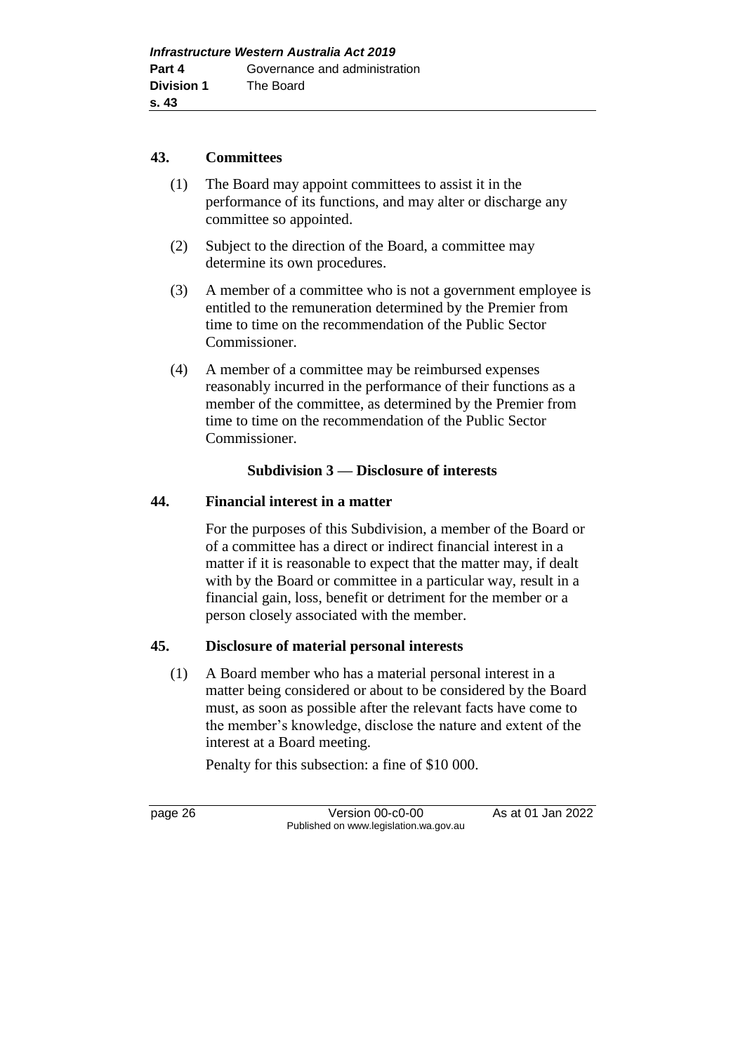### 43. Committees

(1) The Board may appoint committees to assist it in the performance of its functions, and may alter or discharge any committee so appointed.

(2) Subject to the direction of the Board, a committee may determine its own procedures.

(3) A member of a committee who is not a government employee is entitled to the remuneration determined by the Premier from time to time on the recommendation of the Public Sector Commissioner.

(4) A member of a committee may be reimbursed expenses reasonably incurred in the performance of their functions as a member of the committee, as determined by the Premier from time to time on the recommendation of the Public Sector Commissioner.

## Subdivision 3 — Disclosure of interests

### 44. Financial interest in a matter

For the purposes of this Subdivision, a member of the Board or of a committee has a direct or indirect financial interest in a matter if it is reasonable to expect that the matter may, if dealt with by the Board or committee in a particular way, result in a financial gain, loss, benefit or detriment for the member or a person closely associated with the member.

### 45. Disclosure of material personal interests

(1) A Board member who has a material personal interest in a matter being considered or about to be considered by the Board must, as soon as possible after the relevant facts have come to the member's knowledge, disclose the nature and extent of the interest at a Board meeting.

Penalty for this subsection: a fine of $10 000.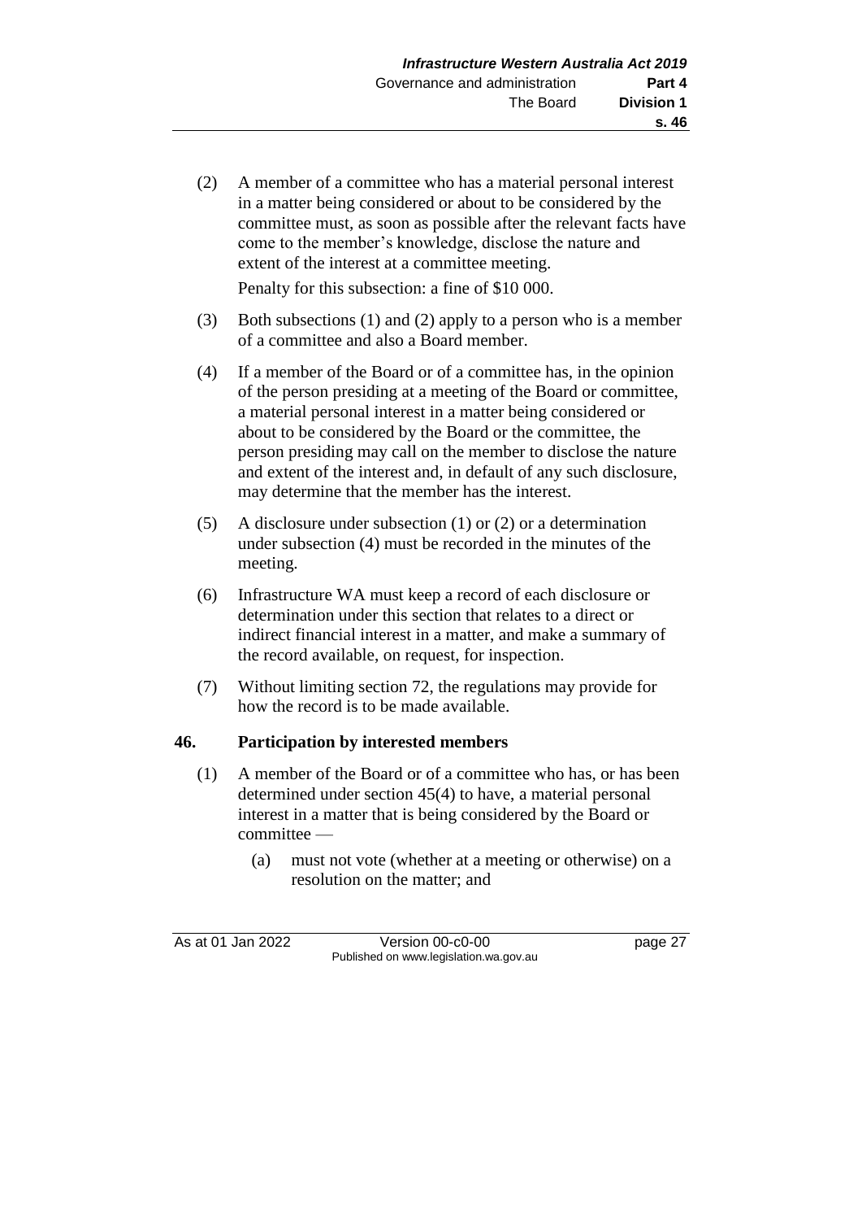(2) A member of a committee who has a material personal interest in a matter being considered or about to be considered by the committee must, as soon as possible after the relevant facts have come to the member's knowledge, disclose the nature and extent of the interest at a committee meeting.

Penalty for this subsection: a fine of $10 000.

(3) Both subsections (1) and (2) apply to a person who is a member of a committee and also a Board member.

(4) If a member of the Board or of a committee has, in the opinion of the person presiding at a meeting of the Board or committee, a material personal interest in a matter being considered or about to be considered by the Board or the committee, the person presiding may call on the member to disclose the nature and extent of the interest and, in default of any such disclosure, may determine that the member has the interest.

(5) A disclosure under subsection (1) or (2) or a determination under subsection (4) must be recorded in the minutes of the meeting.

(6) Infrastructure WA must keep a record of each disclosure or determination under this section that relates to a direct or indirect financial interest in a matter, and make a summary of the record available, on request, for inspection.

(7) Without limiting section 72, the regulations may provide for how the record is to be made available.

## 46. Participation by interested members

(1) A member of the Board or of a committee who has, or has been determined under section 45(4) to have, a material personal interest in a matter that is being considered by the Board or committee —

(a) must not vote (whether at a meeting or otherwise) on a resolution on the matter; and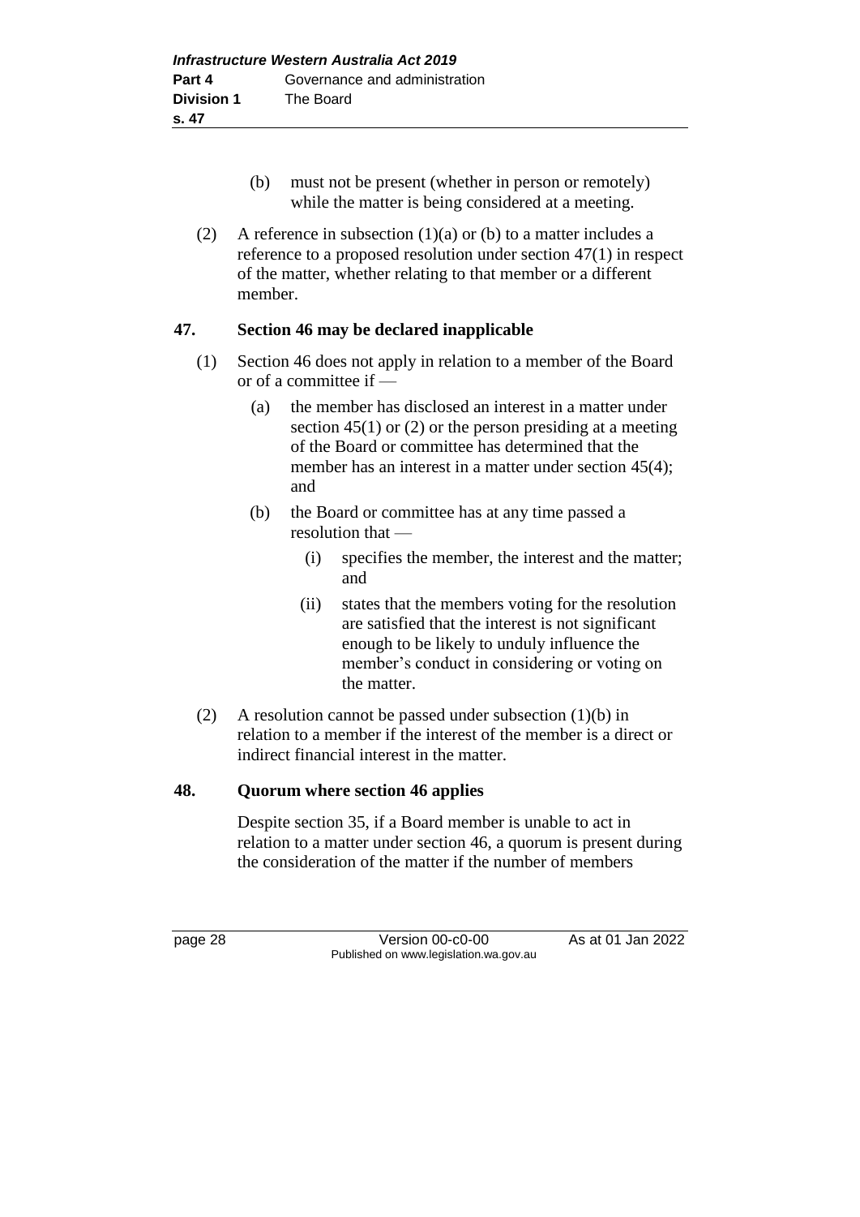(b) must not be present (whether in person or remotely) while the matter is being considered at a meeting.

(2) A reference in subsection (1)(a) or (b) to a matter includes a reference to a proposed resolution under section 47(1) in respect of the matter, whether relating to that member or a different member.

### 47. Section 46 may be declared inapplicable

(1) Section 46 does not apply in relation to a member of the Board or of a committee if —

(a) the member has disclosed an interest in a matter under section 45(1) or (2) or the person presiding at a meeting of the Board or committee has determined that the member has an interest in a matter under section 45(4); and

(b) the Board or committee has at any time passed a resolution that —

(i) specifies the member, the interest and the matter; and

(ii) states that the members voting for the resolution are satisfied that the interest is not significant enough to be likely to unduly influence the member's conduct in considering or voting on the matter.

(2) A resolution cannot be passed under subsection (1)(b) in relation to a member if the interest of the member is a direct or indirect financial interest in the matter.

### 48. Quorum where section 46 applies

Despite section 35, if a Board member is unable to act in relation to a matter under section 46, a quorum is present during the consideration of the matter if the number of members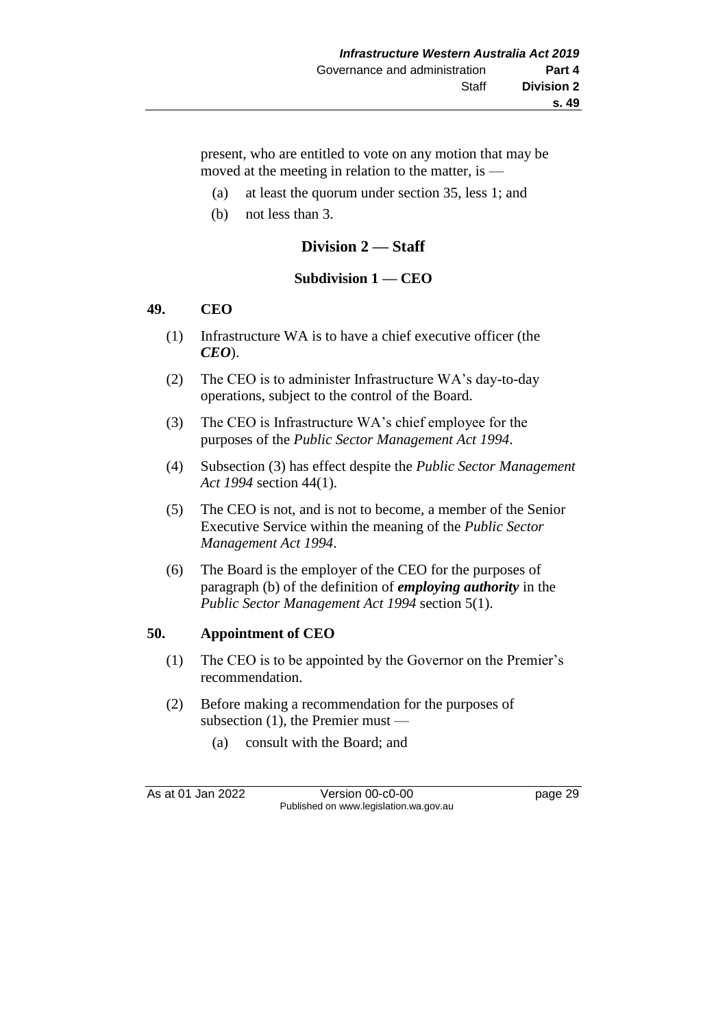present, who are entitled to vote on any motion that may be moved at the meeting in relation to the matter, is —

(a) at least the quorum under section 35, less 1; and

(b) not less than 3.

## Division 2 — Staff

### Subdivision 1 — CEO

#### 49. CEO

(1) Infrastructure WA is to have a chief executive officer (the ***CEO***).

(2) The CEO is to administer Infrastructure WA's day-to-day operations, subject to the control of the Board.

(3) The CEO is Infrastructure WA's chief employee for the purposes of the *Public Sector Management Act 1994*.

(4) Subsection (3) has effect despite the *Public Sector Management Act 1994* section 44(1).

(5) The CEO is not, and is not to become, a member of the Senior Executive Service within the meaning of the *Public Sector Management Act 1994*.

(6) The Board is the employer of the CEO for the purposes of paragraph (b) of the definition of ***employing authority*** in the *Public Sector Management Act 1994* section 5(1).

#### 50. Appointment of CEO

(1) The CEO is to be appointed by the Governor on the Premier's recommendation.

(2) Before making a recommendation for the purposes of subsection (1), the Premier must —

(a) consult with the Board; and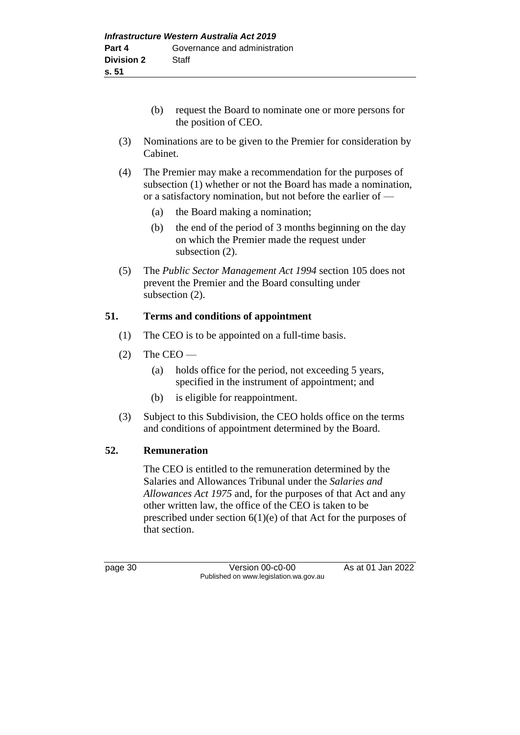(b) request the Board to nominate one or more persons for the position of CEO.

(3) Nominations are to be given to the Premier for consideration by Cabinet.

(4) The Premier may make a recommendation for the purposes of subsection (1) whether or not the Board has made a nomination, or a satisfactory nomination, but not before the earlier of —

(a) the Board making a nomination;

(b) the end of the period of 3 months beginning on the day on which the Premier made the request under subsection (2).

(5) The *Public Sector Management Act 1994* section 105 does not prevent the Premier and the Board consulting under subsection (2).

## 51. Terms and conditions of appointment

(1) The CEO is to be appointed on a full-time basis.

(2) The CEO —

(a) holds office for the period, not exceeding 5 years, specified in the instrument of appointment; and

(b) is eligible for reappointment.

(3) Subject to this Subdivision, the CEO holds office on the terms and conditions of appointment determined by the Board.

## 52. Remuneration

The CEO is entitled to the remuneration determined by the Salaries and Allowances Tribunal under the *Salaries and Allowances Act 1975* and, for the purposes of that Act and any other written law, the office of the CEO is taken to be prescribed under section 6(1)(e) of that Act for the purposes of that section.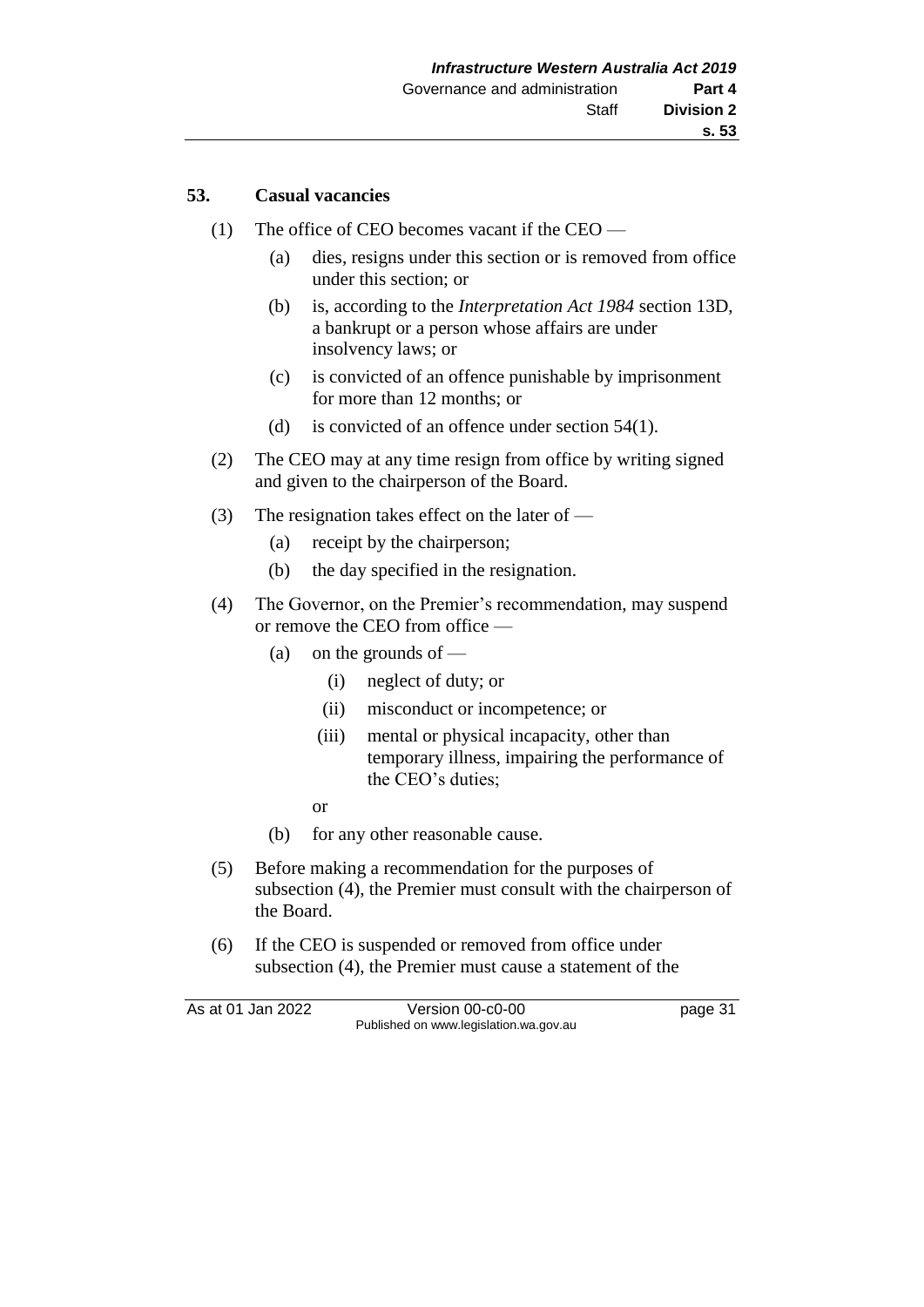## 53. Casual vacancies

(1) The office of CEO becomes vacant if the CEO —

(a) dies, resigns under this section or is removed from office under this section; or

(b) is, according to the *Interpretation Act 1984* section 13D, a bankrupt or a person whose affairs are under insolvency laws; or

(c) is convicted of an offence punishable by imprisonment for more than 12 months; or

(d) is convicted of an offence under section 54(1).

(2) The CEO may at any time resign from office by writing signed and given to the chairperson of the Board.

(3) The resignation takes effect on the later of —

(a) receipt by the chairperson;

(b) the day specified in the resignation.

(4) The Governor, on the Premier's recommendation, may suspend or remove the CEO from office —

(a) on the grounds of —

(i) neglect of duty; or

(ii) misconduct or incompetence; or

(iii) mental or physical incapacity, other than temporary illness, impairing the performance of the CEO's duties;

or

(b) for any other reasonable cause.

(5) Before making a recommendation for the purposes of subsection (4), the Premier must consult with the chairperson of the Board.

(6) If the CEO is suspended or removed from office under subsection (4), the Premier must cause a statement of the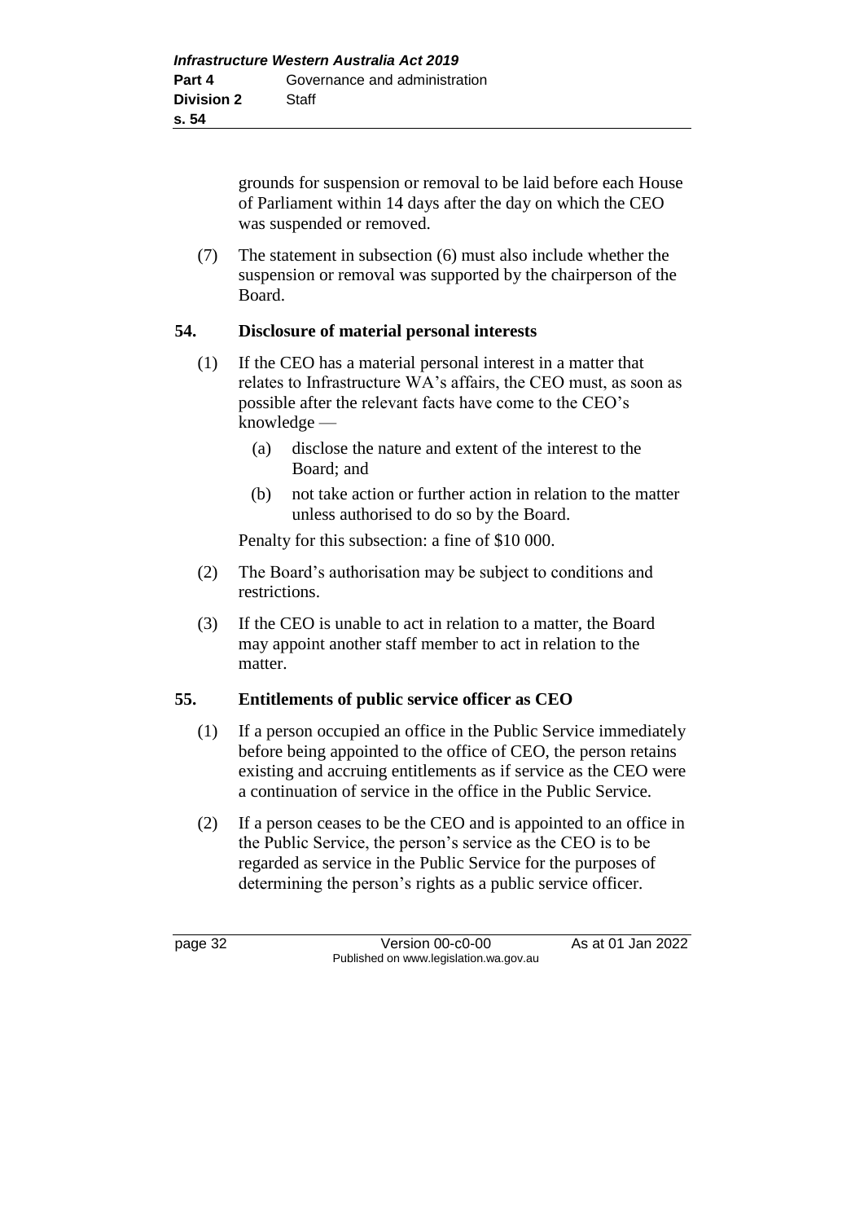grounds for suspension or removal to be laid before each House of Parliament within 14 days after the day on which the CEO was suspended or removed.

(7) The statement in subsection (6) must also include whether the suspension or removal was supported by the chairperson of the Board.

### 54. Disclosure of material personal interests

(1) If the CEO has a material personal interest in a matter that relates to Infrastructure WA's affairs, the CEO must, as soon as possible after the relevant facts have come to the CEO's knowledge —

  (a) disclose the nature and extent of the interest to the Board; and

  (b) not take action or further action in relation to the matter unless authorised to do so by the Board.

Penalty for this subsection: a fine of $10 000.

(2) The Board's authorisation may be subject to conditions and restrictions.

(3) If the CEO is unable to act in relation to a matter, the Board may appoint another staff member to act in relation to the matter.

### 55. Entitlements of public service officer as CEO

(1) If a person occupied an office in the Public Service immediately before being appointed to the office of CEO, the person retains existing and accruing entitlements as if service as the CEO were a continuation of service in the office in the Public Service.

(2) If a person ceases to be the CEO and is appointed to an office in the Public Service, the person's service as the CEO is to be regarded as service in the Public Service for the purposes of determining the person's rights as a public service officer.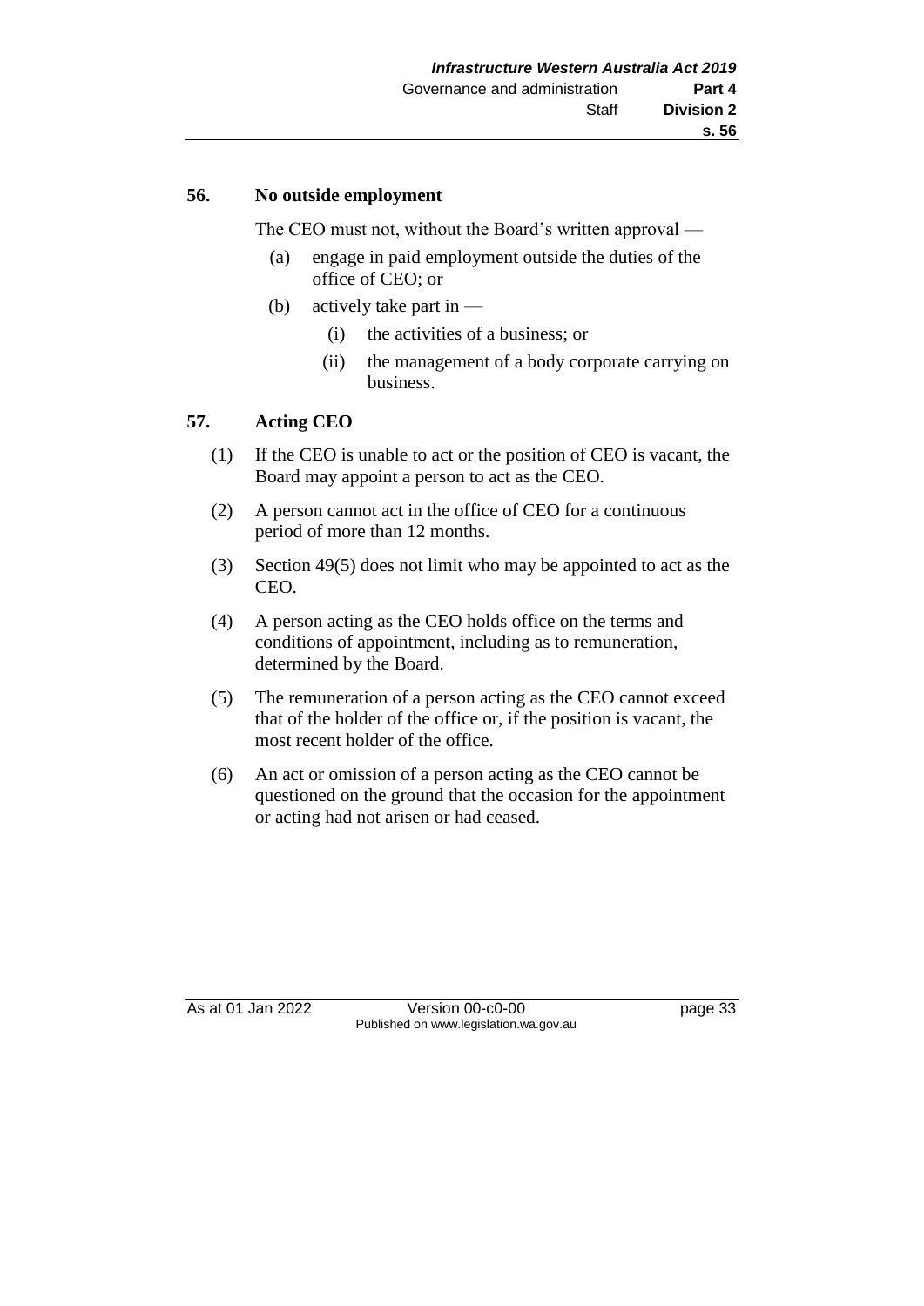### 56. No outside employment

The CEO must not, without the Board's written approval —

(a) engage in paid employment outside the duties of the office of CEO; or

(b) actively take part in —

  (i) the activities of a business; or

  (ii) the management of a body corporate carrying on business.

### 57. Acting CEO

(1) If the CEO is unable to act or the position of CEO is vacant, the Board may appoint a person to act as the CEO.

(2) A person cannot act in the office of CEO for a continuous period of more than 12 months.

(3) Section 49(5) does not limit who may be appointed to act as the CEO.

(4) A person acting as the CEO holds office on the terms and conditions of appointment, including as to remuneration, determined by the Board.

(5) The remuneration of a person acting as the CEO cannot exceed that of the holder of the office or, if the position is vacant, the most recent holder of the office.

(6) An act or omission of a person acting as the CEO cannot be questioned on the ground that the occasion for the appointment or acting had not arisen or had ceased.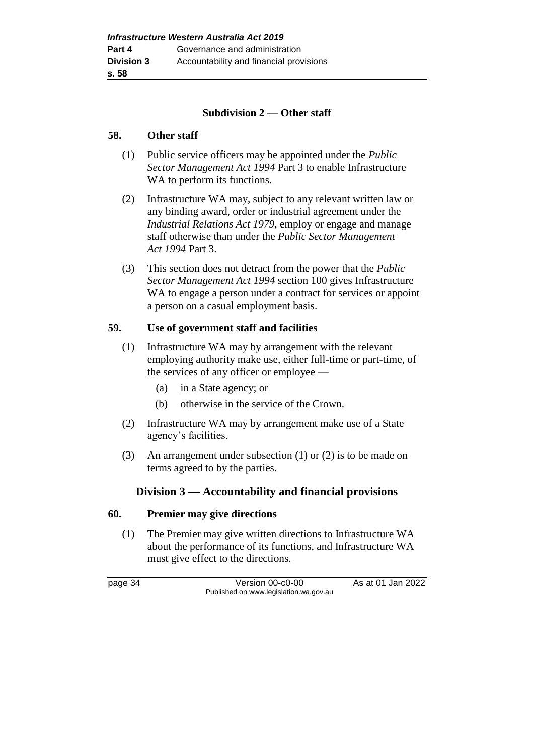### Subdivision 2 — Other staff

**58. Other staff**

(1) Public service officers may be appointed under the *Public Sector Management Act 1994* Part 3 to enable Infrastructure WA to perform its functions.

(2) Infrastructure WA may, subject to any relevant written law or any binding award, order or industrial agreement under the *Industrial Relations Act 1979*, employ or engage and manage staff otherwise than under the *Public Sector Management Act 1994* Part 3.

(3) This section does not detract from the power that the *Public Sector Management Act 1994* section 100 gives Infrastructure WA to engage a person under a contract for services or appoint a person on a casual employment basis.

**59. Use of government staff and facilities**

(1) Infrastructure WA may by arrangement with the relevant employing authority make use, either full-time or part-time, of the services of any officer or employee —

(a) in a State agency; or

(b) otherwise in the service of the Crown.

(2) Infrastructure WA may by arrangement make use of a State agency's facilities.

(3) An arrangement under subsection (1) or (2) is to be made on terms agreed to by the parties.

## Division 3 — Accountability and financial provisions

**60. Premier may give directions**

(1) The Premier may give written directions to Infrastructure WA about the performance of its functions, and Infrastructure WA must give effect to the directions.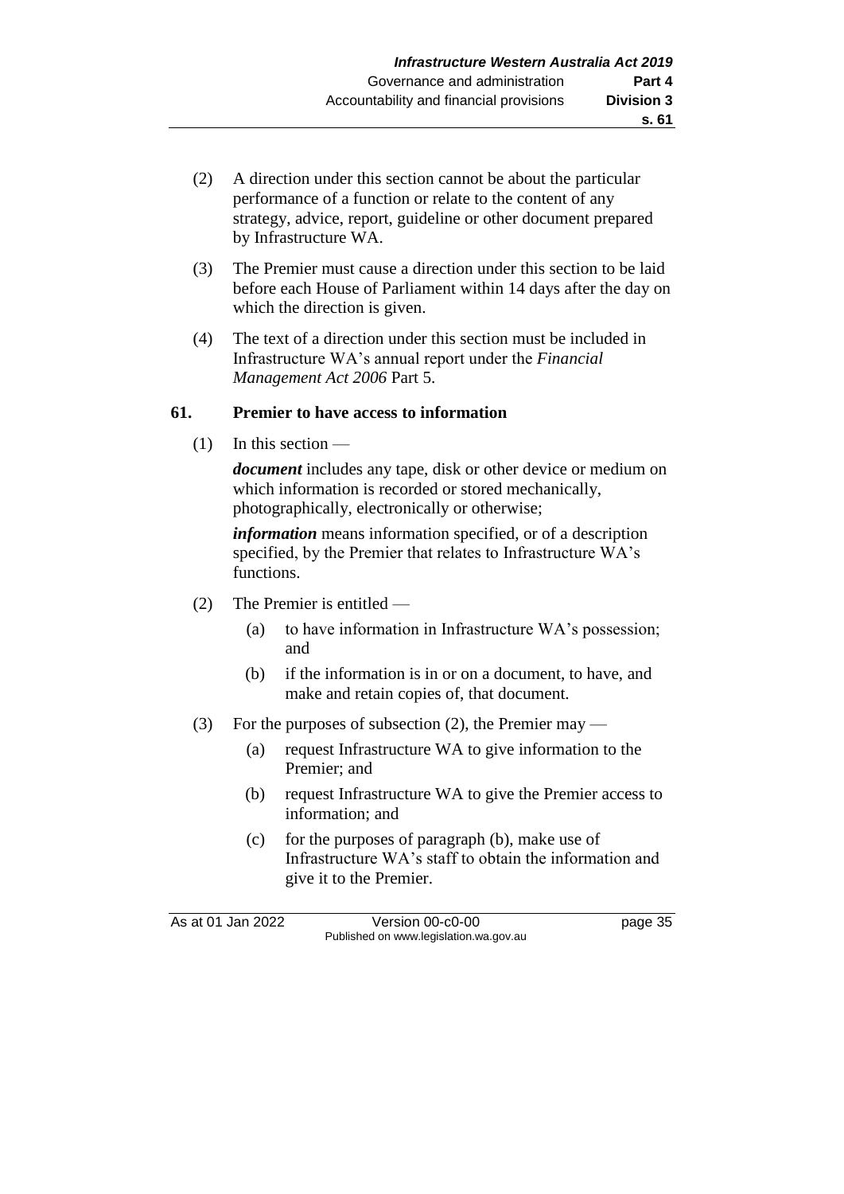(2) A direction under this section cannot be about the particular performance of a function or relate to the content of any strategy, advice, report, guideline or other document prepared by Infrastructure WA.

(3) The Premier must cause a direction under this section to be laid before each House of Parliament within 14 days after the day on which the direction is given.

(4) The text of a direction under this section must be included in Infrastructure WA's annual report under the *Financial Management Act 2006* Part 5.

### 61. Premier to have access to information

(1) In this section —

***document*** includes any tape, disk or other device or medium on which information is recorded or stored mechanically, photographically, electronically or otherwise;

***information*** means information specified, or of a description specified, by the Premier that relates to Infrastructure WA's functions.

(2) The Premier is entitled —

- (a) to have information in Infrastructure WA's possession; and
- (b) if the information is in or on a document, to have, and make and retain copies of, that document.

(3) For the purposes of subsection (2), the Premier may —

- (a) request Infrastructure WA to give information to the Premier; and
- (b) request Infrastructure WA to give the Premier access to information; and
- (c) for the purposes of paragraph (b), make use of Infrastructure WA's staff to obtain the information and give it to the Premier.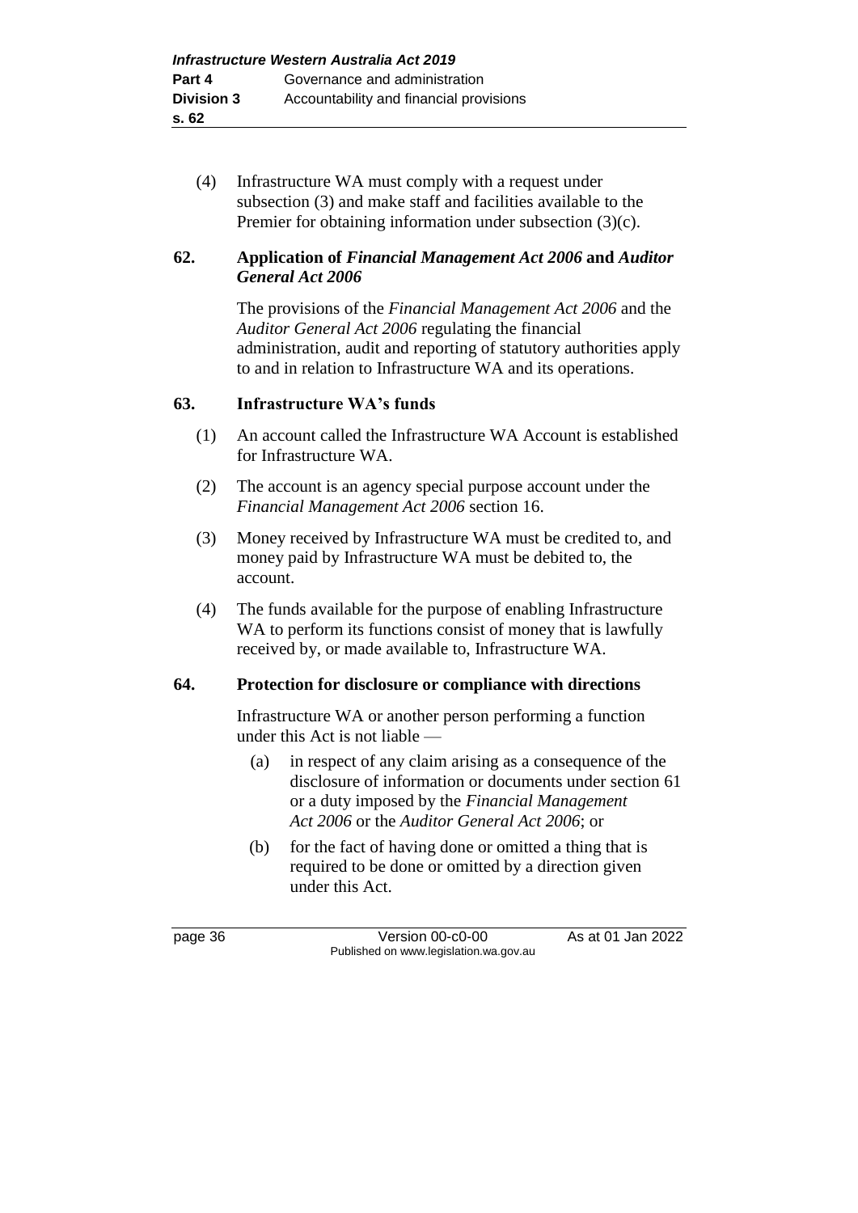(4) Infrastructure WA must comply with a request under subsection (3) and make staff and facilities available to the Premier for obtaining information under subsection (3)(c).

### 62. Application of *Financial Management Act 2006* and *Auditor General Act 2006*

The provisions of the *Financial Management Act 2006* and the *Auditor General Act 2006* regulating the financial administration, audit and reporting of statutory authorities apply to and in relation to Infrastructure WA and its operations.

### 63. Infrastructure WA's funds

(1) An account called the Infrastructure WA Account is established for Infrastructure WA.

(2) The account is an agency special purpose account under the *Financial Management Act 2006* section 16.

(3) Money received by Infrastructure WA must be credited to, and money paid by Infrastructure WA must be debited to, the account.

(4) The funds available for the purpose of enabling Infrastructure WA to perform its functions consist of money that is lawfully received by, or made available to, Infrastructure WA.

### 64. Protection for disclosure or compliance with directions

Infrastructure WA or another person performing a function under this Act is not liable —

(a) in respect of any claim arising as a consequence of the disclosure of information or documents under section 61 or a duty imposed by the *Financial Management Act 2006* or the *Auditor General Act 2006*; or

(b) for the fact of having done or omitted a thing that is required to be done or omitted by a direction given under this Act.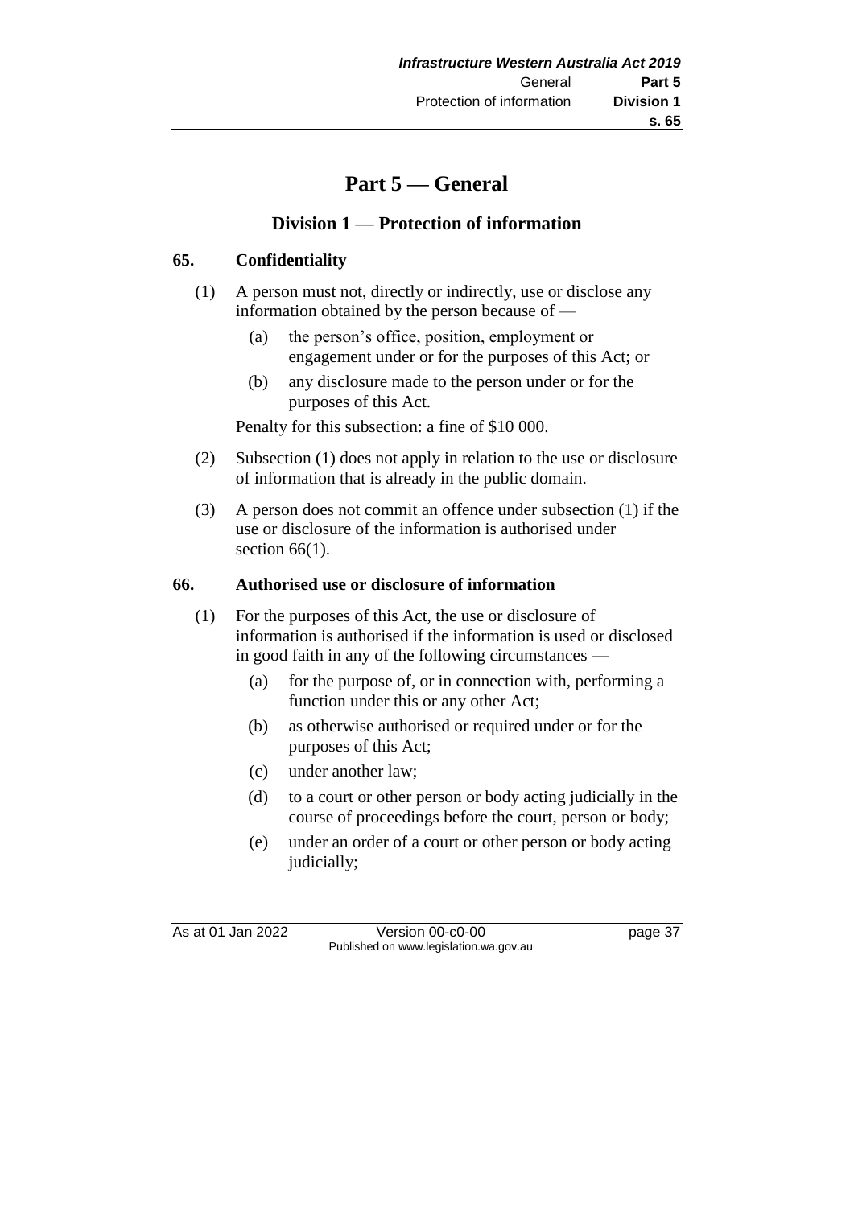# Part 5 — General

## Division 1 — Protection of information

### 65. Confidentiality

(1) A person must not, directly or indirectly, use or disclose any information obtained by the person because of —

(a) the person's office, position, employment or engagement under or for the purposes of this Act; or

(b) any disclosure made to the person under or for the purposes of this Act.

Penalty for this subsection: a fine of $10 000.

(2) Subsection (1) does not apply in relation to the use or disclosure of information that is already in the public domain.

(3) A person does not commit an offence under subsection (1) if the use or disclosure of the information is authorised under section 66(1).

### 66. Authorised use or disclosure of information

(1) For the purposes of this Act, the use or disclosure of information is authorised if the information is used or disclosed in good faith in any of the following circumstances —

(a) for the purpose of, or in connection with, performing a function under this or any other Act;

(b) as otherwise authorised or required under or for the purposes of this Act;

(c) under another law;

(d) to a court or other person or body acting judicially in the course of proceedings before the court, person or body;

(e) under an order of a court or other person or body acting judicially;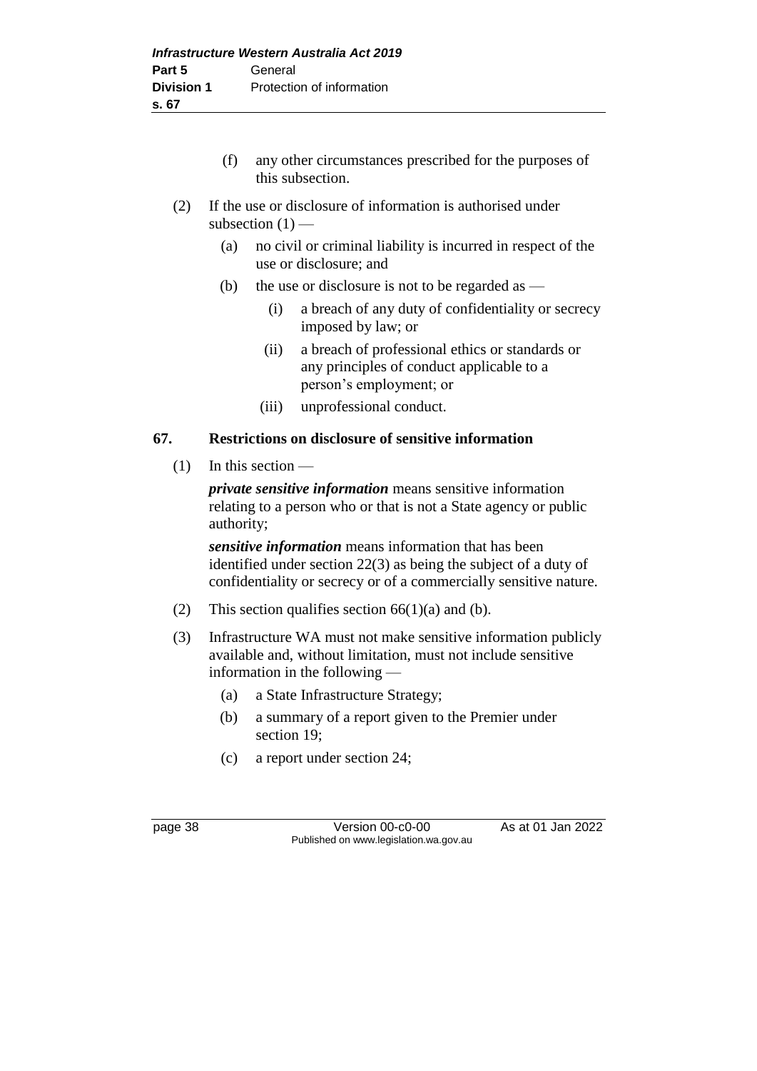(f) any other circumstances prescribed for the purposes of this subsection.

(2) If the use or disclosure of information is authorised under subsection (1) —

(a) no civil or criminal liability is incurred in respect of the use or disclosure; and

(b) the use or disclosure is not to be regarded as —

(i) a breach of any duty of confidentiality or secrecy imposed by law; or

(ii) a breach of professional ethics or standards or any principles of conduct applicable to a person's employment; or

(iii) unprofessional conduct.

### 67. Restrictions on disclosure of sensitive information

(1) In this section —

***private sensitive information*** means sensitive information relating to a person who or that is not a State agency or public authority;

***sensitive information*** means information that has been identified under section 22(3) as being the subject of a duty of confidentiality or secrecy or of a commercially sensitive nature.

(2) This section qualifies section 66(1)(a) and (b).

(3) Infrastructure WA must not make sensitive information publicly available and, without limitation, must not include sensitive information in the following —

(a) a State Infrastructure Strategy;

(b) a summary of a report given to the Premier under section 19;

(c) a report under section 24;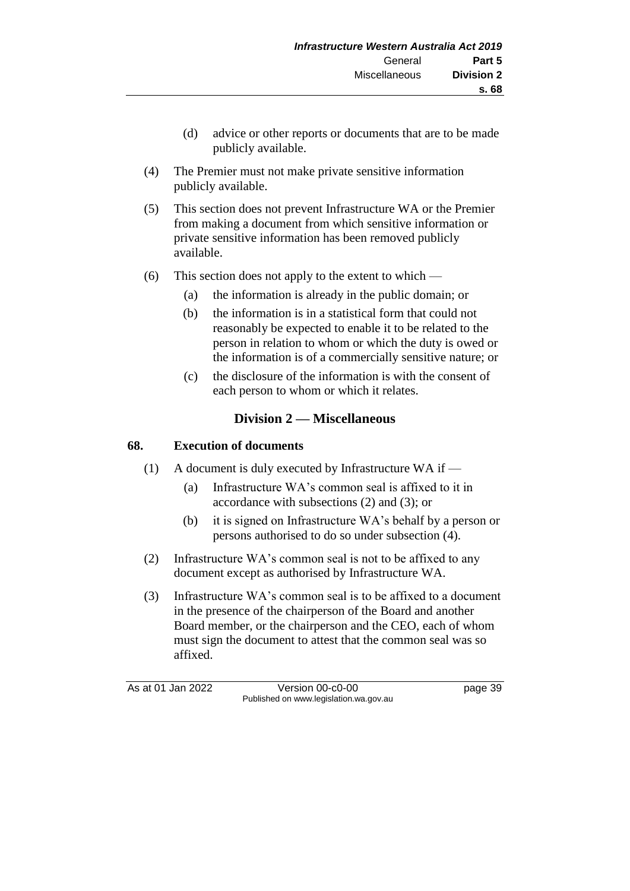(d) advice or other reports or documents that are to be made publicly available.

(4) The Premier must not make private sensitive information publicly available.

(5) This section does not prevent Infrastructure WA or the Premier from making a document from which sensitive information or private sensitive information has been removed publicly available.

(6) This section does not apply to the extent to which —

(a) the information is already in the public domain; or

(b) the information is in a statistical form that could not reasonably be expected to enable it to be related to the person in relation to whom or which the duty is owed or the information is of a commercially sensitive nature; or

(c) the disclosure of the information is with the consent of each person to whom or which it relates.

## Division 2 — Miscellaneous

### 68. Execution of documents

(1) A document is duly executed by Infrastructure WA if —

(a) Infrastructure WA's common seal is affixed to it in accordance with subsections (2) and (3); or

(b) it is signed on Infrastructure WA's behalf by a person or persons authorised to do so under subsection (4).

(2) Infrastructure WA's common seal is not to be affixed to any document except as authorised by Infrastructure WA.

(3) Infrastructure WA's common seal is to be affixed to a document in the presence of the chairperson of the Board and another Board member, or the chairperson and the CEO, each of whom must sign the document to attest that the common seal was so affixed.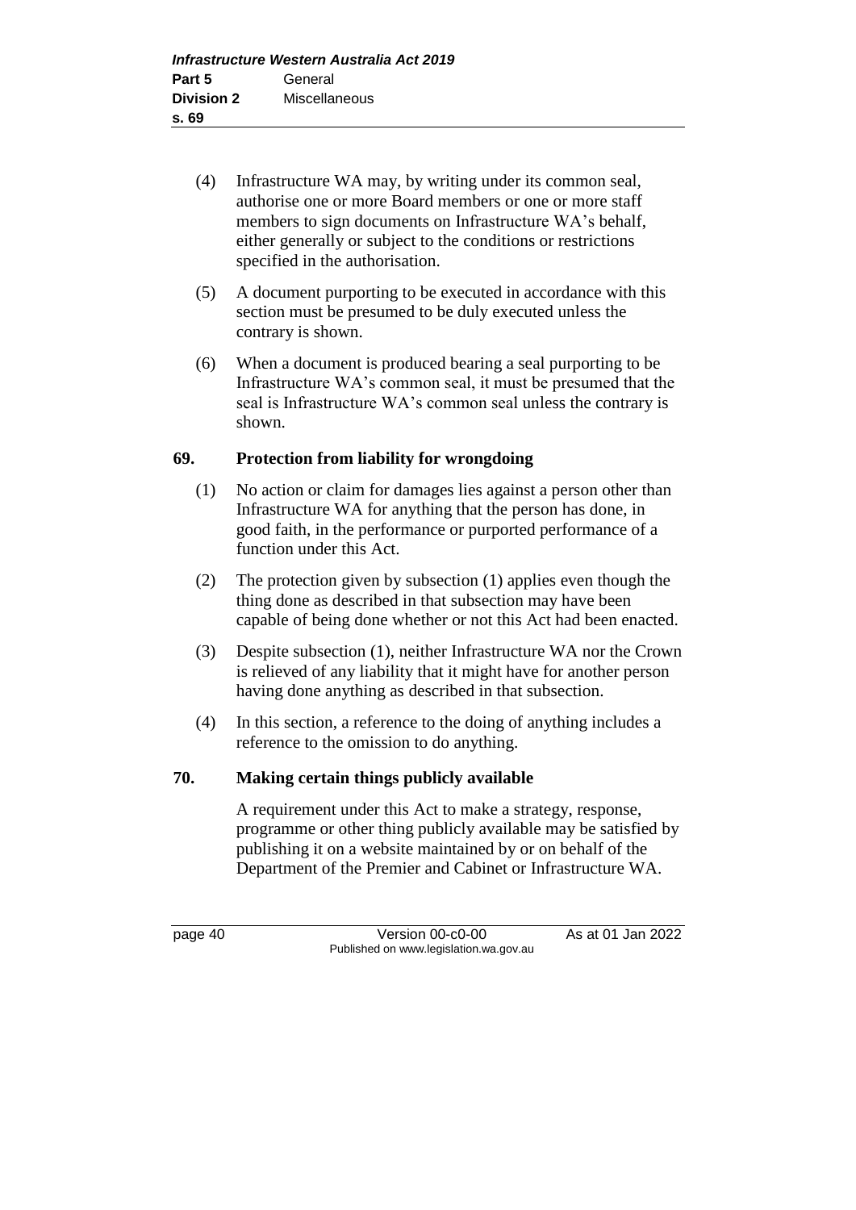(4) Infrastructure WA may, by writing under its common seal, authorise one or more Board members or one or more staff members to sign documents on Infrastructure WA's behalf, either generally or subject to the conditions or restrictions specified in the authorisation.

(5) A document purporting to be executed in accordance with this section must be presumed to be duly executed unless the contrary is shown.

(6) When a document is produced bearing a seal purporting to be Infrastructure WA's common seal, it must be presumed that the seal is Infrastructure WA's common seal unless the contrary is shown.

## 69. Protection from liability for wrongdoing

(1) No action or claim for damages lies against a person other than Infrastructure WA for anything that the person has done, in good faith, in the performance or purported performance of a function under this Act.

(2) The protection given by subsection (1) applies even though the thing done as described in that subsection may have been capable of being done whether or not this Act had been enacted.

(3) Despite subsection (1), neither Infrastructure WA nor the Crown is relieved of any liability that it might have for another person having done anything as described in that subsection.

(4) In this section, a reference to the doing of anything includes a reference to the omission to do anything.

## 70. Making certain things publicly available

A requirement under this Act to make a strategy, response, programme or other thing publicly available may be satisfied by publishing it on a website maintained by or on behalf of the Department of the Premier and Cabinet or Infrastructure WA.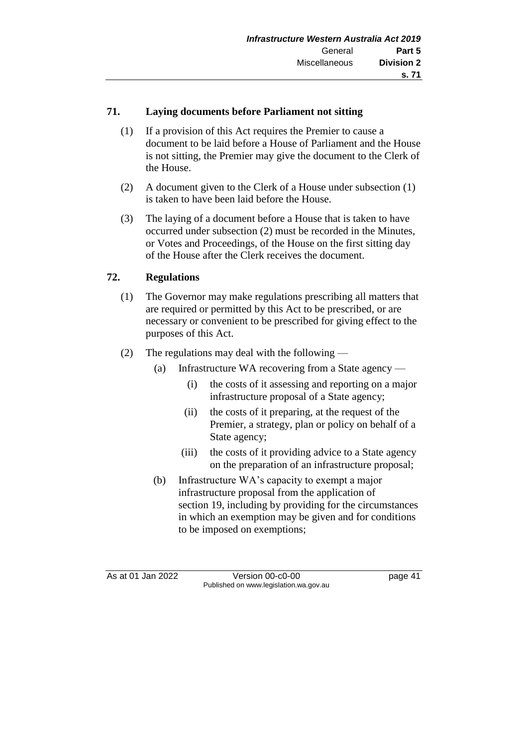### 71. Laying documents before Parliament not sitting

(1) If a provision of this Act requires the Premier to cause a document to be laid before a House of Parliament and the House is not sitting, the Premier may give the document to the Clerk of the House.

(2) A document given to the Clerk of a House under subsection (1) is taken to have been laid before the House.

(3) The laying of a document before a House that is taken to have occurred under subsection (2) must be recorded in the Minutes, or Votes and Proceedings, of the House on the first sitting day of the House after the Clerk receives the document.

### 72. Regulations

(1) The Governor may make regulations prescribing all matters that are required or permitted by this Act to be prescribed, or are necessary or convenient to be prescribed for giving effect to the purposes of this Act.

(2) The regulations may deal with the following —

- (a) Infrastructure WA recovering from a State agency —
  - (i) the costs of it assessing and reporting on a major infrastructure proposal of a State agency;
  - (ii) the costs of it preparing, at the request of the Premier, a strategy, plan or policy on behalf of a State agency;
  - (iii) the costs of it providing advice to a State agency on the preparation of an infrastructure proposal;
- (b) Infrastructure WA's capacity to exempt a major infrastructure proposal from the application of section 19, including by providing for the circumstances in which an exemption may be given and for conditions to be imposed on exemptions;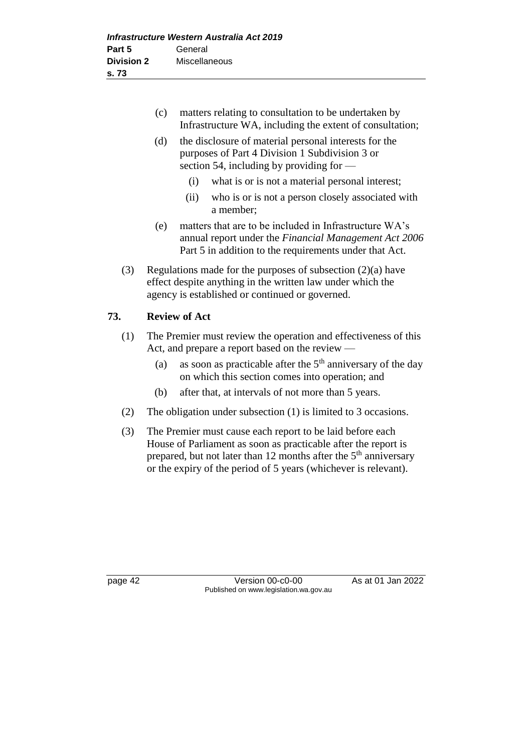(c) matters relating to consultation to be undertaken by Infrastructure WA, including the extent of consultation;

(d) the disclosure of material personal interests for the purposes of Part 4 Division 1 Subdivision 3 or section 54, including by providing for —

(i) what is or is not a material personal interest;

(ii) who is or is not a person closely associated with a member;

(e) matters that are to be included in Infrastructure WA's annual report under the *Financial Management Act 2006* Part 5 in addition to the requirements under that Act.

(3) Regulations made for the purposes of subsection (2)(a) have effect despite anything in the written law under which the agency is established or continued or governed.

## 73. Review of Act

(1) The Premier must review the operation and effectiveness of this Act, and prepare a report based on the review —

(a) as soon as practicable after the 5th anniversary of the day on which this section comes into operation; and

(b) after that, at intervals of not more than 5 years.

(2) The obligation under subsection (1) is limited to 3 occasions.

(3) The Premier must cause each report to be laid before each House of Parliament as soon as practicable after the report is prepared, but not later than 12 months after the 5th anniversary or the expiry of the period of 5 years (whichever is relevant).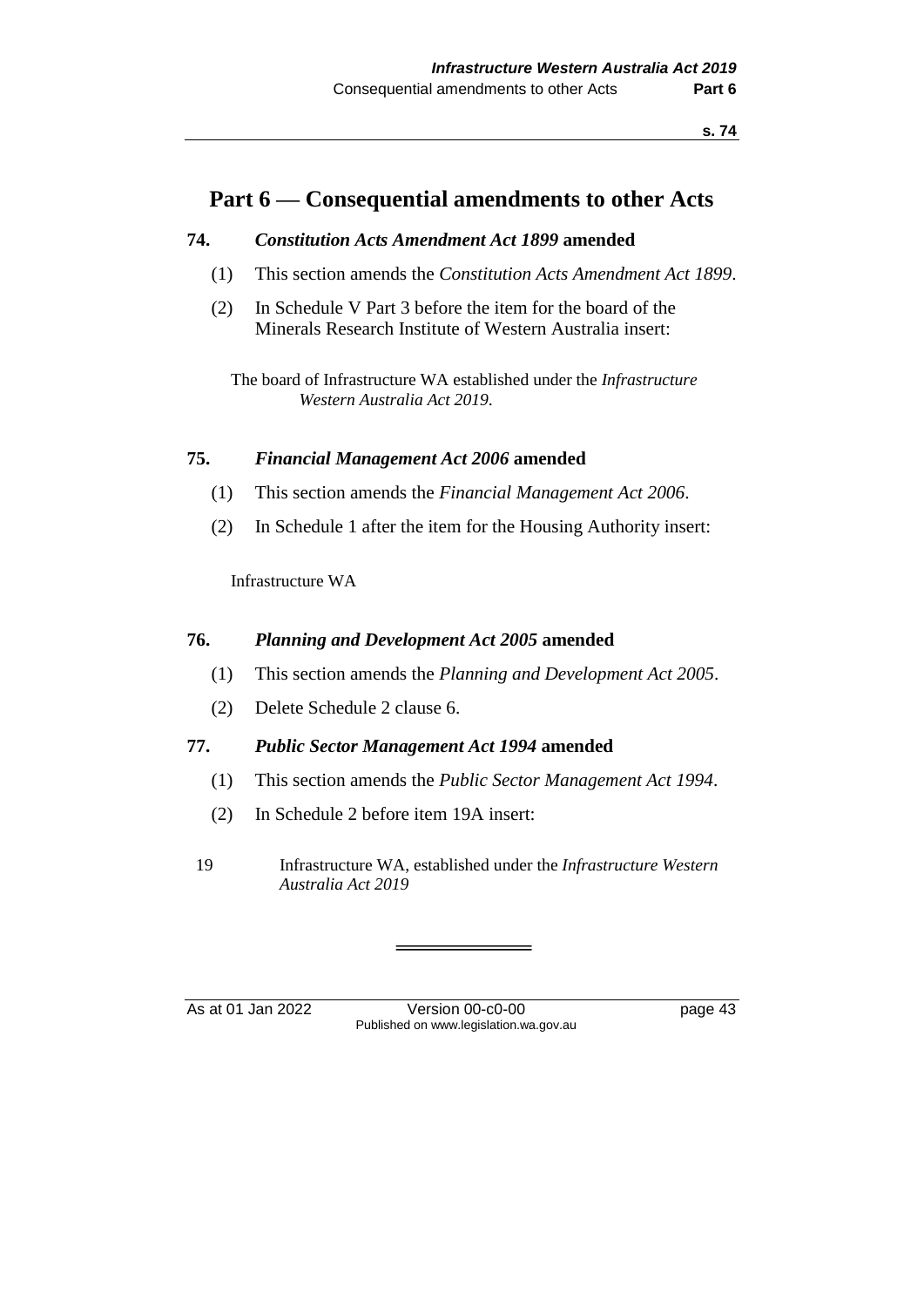# Part 6 — Consequential amendments to other Acts

## 74. *Constitution Acts Amendment Act 1899* amended

(1) This section amends the *Constitution Acts Amendment Act 1899*.

(2) In Schedule V Part 3 before the item for the board of the Minerals Research Institute of Western Australia insert:

> The board of Infrastructure WA established under the *Infrastructure Western Australia Act 2019*.

## 75. *Financial Management Act 2006* amended

(1) This section amends the *Financial Management Act 2006*.

(2) In Schedule 1 after the item for the Housing Authority insert:

> Infrastructure WA

## 76. *Planning and Development Act 2005* amended

(1) This section amends the *Planning and Development Act 2005*.

(2) Delete Schedule 2 clause 6.

## 77. *Public Sector Management Act 1994* amended

(1) This section amends the *Public Sector Management Act 1994*.

(2) In Schedule 2 before item 19A insert:

> 19 Infrastructure WA, established under the *Infrastructure Western Australia Act 2019*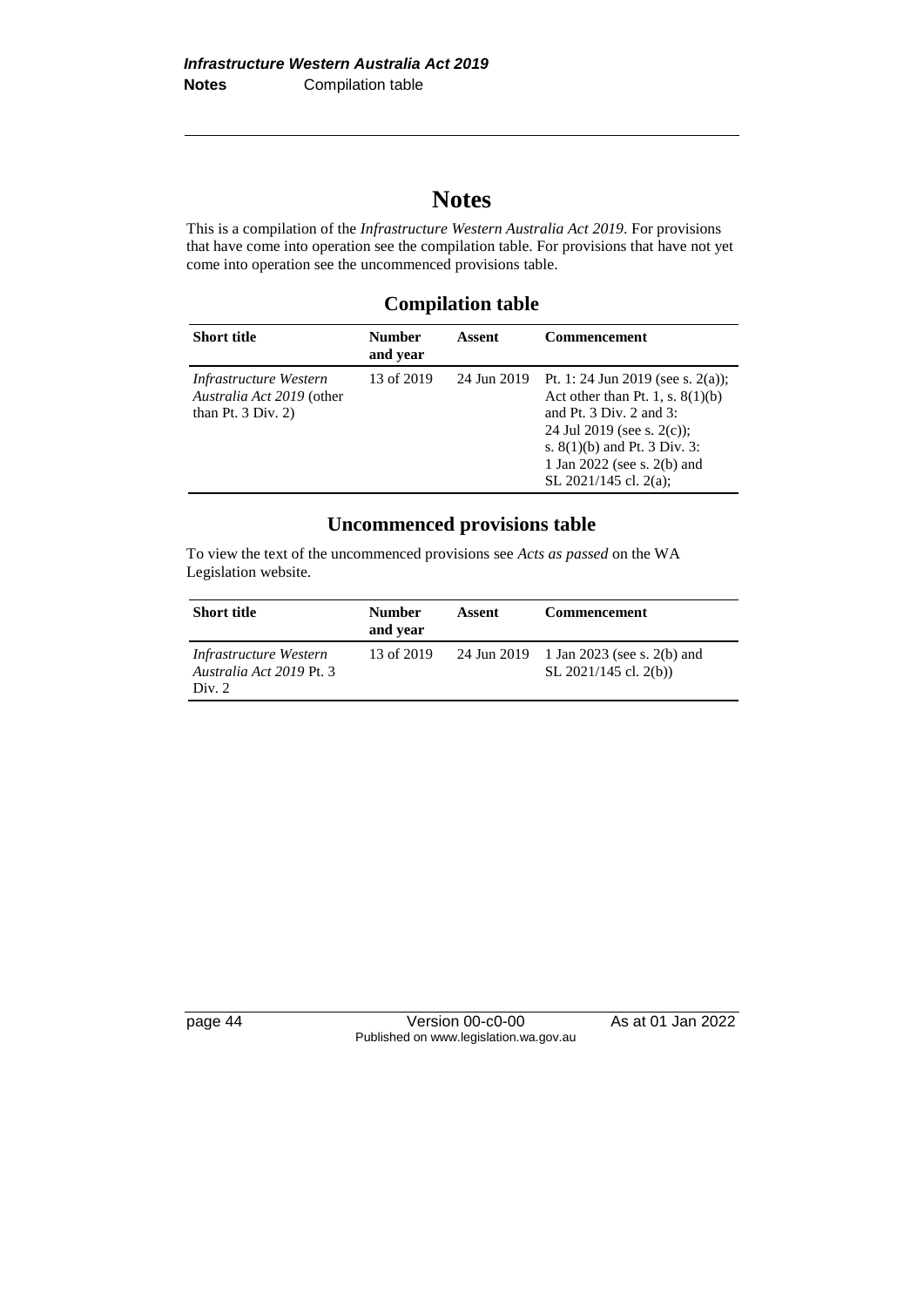# Notes

This is a compilation of the *Infrastructure Western Australia Act 2019*. For provisions that have come into operation see the compilation table. For provisions that have not yet come into operation see the uncommenced provisions table.

## Compilation table

| Short title | Number and year | Assent | Commencement |
|---|---|---|---|
| *Infrastructure Western Australia Act 2019* (other than Pt. 3 Div. 2) | 13 of 2019 | 24 Jun 2019 | Pt. 1: 24 Jun 2019 (see s. 2(a)); Act other than Pt. 1, s. 8(1)(b) and Pt. 3 Div. 2 and 3: 24 Jul 2019 (see s. 2(c)); s. 8(1)(b) and Pt. 3 Div. 3: 1 Jan 2022 (see s. 2(b) and SL 2021/145 cl. 2(a); |

## Uncommenced provisions table

To view the text of the uncommenced provisions see *Acts as passed* on the WA Legislation website.

| Short title | Number and year | Assent | Commencement |
|---|---|---|---|
| *Infrastructure Western Australia Act 2019* Pt. 3 Div. 2 | 13 of 2019 | 24 Jun 2019 | 1 Jan 2023 (see s. 2(b) and SL 2021/145 cl. 2(b)) |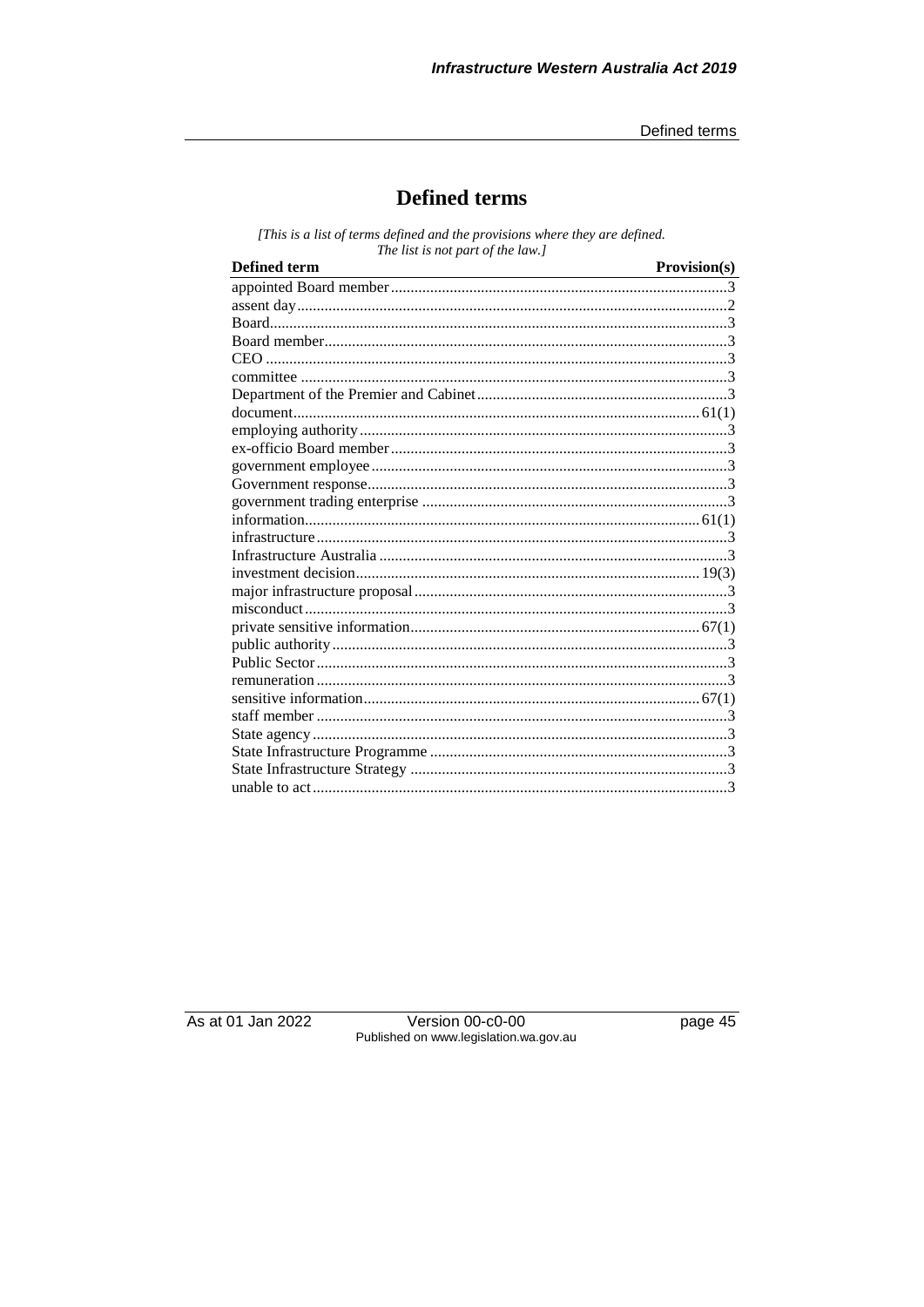# Defined terms

*[This is a list of terms defined and the provisions where they are defined. The list is not part of the law.]*

| Defined term | Provision(s) |
|---|---|
| appointed Board member | 3 |
| assent day | 2 |
| Board | 3 |
| Board member | 3 |
| CEO | 3 |
| committee | 3 |
| Department of the Premier and Cabinet | 3 |
| document | 61(1) |
| employing authority | 3 |
| ex-officio Board member | 3 |
| government employee | 3 |
| Government response | 3 |
| government trading enterprise | 3 |
| information | 61(1) |
| infrastructure | 3 |
| Infrastructure Australia | 3 |
| investment decision | 19(3) |
| major infrastructure proposal | 3 |
| misconduct | 3 |
| private sensitive information | 67(1) |
| public authority | 3 |
| Public Sector | 3 |
| remuneration | 3 |
| sensitive information | 67(1) |
| staff member | 3 |
| State agency | 3 |
| State Infrastructure Programme | 3 |
| State Infrastructure Strategy | 3 |
| unable to act | 3 |